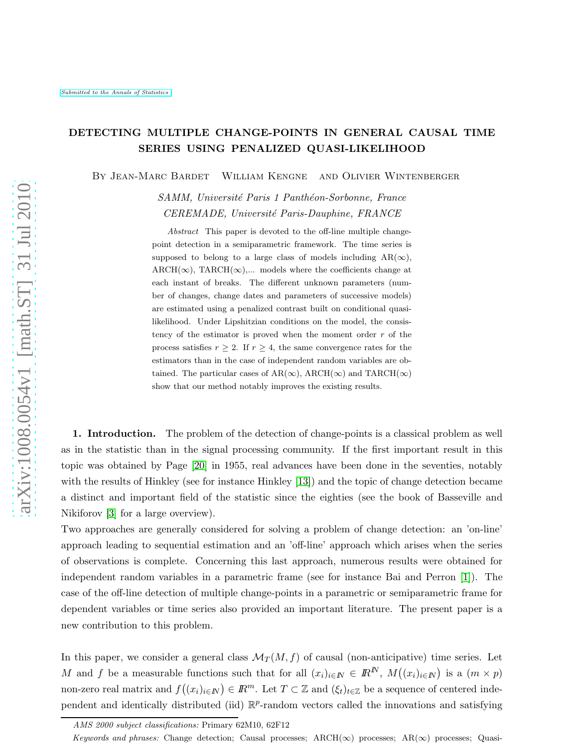Submitted to the Annals of Statistics

# DETECTING MULTIPLE CHANGE-POINTS IN GENERAL CAUSAL TIME SERIES USING PENALIZED QUASI-LIKELIHOOD

By Jean-Marc Bardet   William Kengne   and Olivier Wintenberger

*SAMM, Université Paris 1 Panthéon-Sorbonne, France*
*CEREMADE, Université Paris-Dauphine, FRANCE*

*Abstract* This paper is devoted to the off-line multiple change-point detection in a semiparametric framework. The time series is supposed to belong to a large class of models including AR($\infty$), ARCH($\infty$), TARCH($\infty$),... models where the coefficients change at each instant of breaks. The different unknown parameters (number of changes, change dates and parameters of successive models) are estimated using a penalized contrast built on conditional quasi-likelihood. Under Lipshitzian conditions on the model, the consistency of the estimator is proved when the moment order $r$ of the process satisfies $r \geq 2$. If $r \geq 4$, the same convergence rates for the estimators than in the case of independent random variables are obtained. The particular cases of AR($\infty$), ARCH($\infty$) and TARCH($\infty$) show that our method notably improves the existing results.

**1. Introduction.** The problem of the detection of change-points is a classical problem as well as in the statistic than in the signal processing community. If the first important result in this topic was obtained by Page [20] in 1955, real advances have been done in the seventies, notably with the results of Hinkley (see for instance Hinkley [13]) and the topic of change detection became a distinct and important field of the statistic since the eighties (see the book of Basseville and Nikiforov [3] for a large overview).

Two approaches are generally considered for solving a problem of change detection: an 'on-line' approach leading to sequential estimation and an 'off-line' approach which arises when the series of observations is complete. Concerning this last approach, numerous results were obtained for independent random variables in a parametric frame (see for instance Bai and Perron [1]). The case of the off-line detection of multiple change-points in a parametric or semiparametric frame for dependent variables or time series also provided an important literature. The present paper is a new contribution to this problem.

In this paper, we consider a general class $\mathcal{M}_T(M,f)$ of causal (non-anticipative) time series. Let $M$ and $f$ be a measurable functions such that for all $(x_i)_{i\in \mathbb{N}} \in \mathbb{R}^{\mathbb{N}}$, $M\big((x_i)_{i\in \mathbb{N}}\big)$ is a $(m\times p)$ non-zero real matrix and $f\big((x_i)_{i\in \mathbb{N}}\big) \in \mathbb{R}^m$. Let $T\subset \mathbb{Z}$ and $(\xi_t)_{t\in\mathbb{Z}}$ be a sequence of centered independent and identically distributed (iid) $\mathbb{R}^p$-random vectors called the innovations and satisfying

*AMS 2000 subject classifications:* Primary 62M10, 62F12

*Keywords and phrases:* Change detection; Causal processes; ARCH($\infty$) processes; AR($\infty$) processes; Quasi-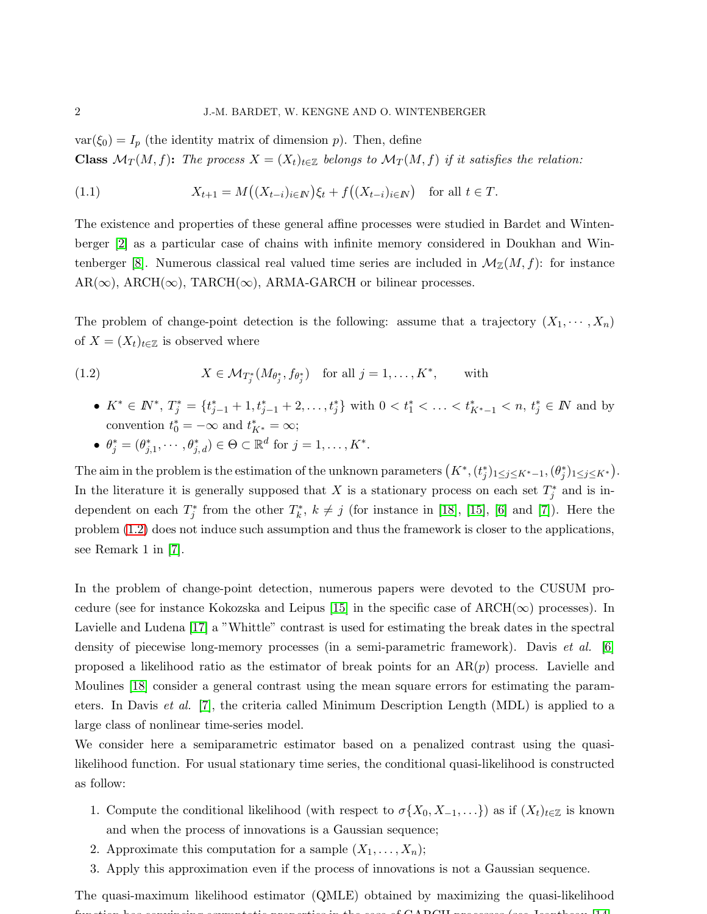$\mathrm{var}(\xi_0) = I_p$ (the identity matrix of dimension $p$). Then, define

**Class $\mathcal{M}_T(M,f)$:** *The process $X = (X_t)_{t \in \mathbb{Z}}$ belongs to $\mathcal{M}_T(M,f)$ if it satisfies the relation:*

$$X_{t+1} = M\big((X_{t-i})_{i \in \mathbb{N}}\big)\xi_t + f\big((X_{t-i})_{i \in \mathbb{N}}\big) \quad \text{for all } t \in T. \tag{1.1}$$

The existence and properties of these general affine processes were studied in Bardet and Wintenberger [2] as a particular case of chains with infinite memory considered in Doukhan and Wintenberger [8]. Numerous classical real valued time series are included in $\mathcal{M}_{\mathbb{Z}}(M,f)$: for instance AR($\infty$), ARCH($\infty$), TARCH($\infty$), ARMA-GARCH or bilinear processes.

The problem of change-point detection is the following: assume that a trajectory $(X_1, \cdots, X_n)$ of $X = (X_t)_{t \in \mathbb{Z}}$ is observed where

$$X \in \mathcal{M}_{T_j^*}(M_{\theta_j^*}, f_{\theta_j^*}) \quad \text{for all } j = 1, \ldots, K^*, \qquad \text{with} \tag{1.2}$$

- $K^* \in \mathbb{N}^*$, $T_j^* = \{t_{j-1}^* + 1, t_{j-1}^* + 2, \ldots, t_j^*\}$ with $0 < t_1^* < \ldots < t_{K^*-1}^* < n$, $t_j^* \in \mathbb{N}$ and by convention $t_0^* = -\infty$ and $t_{K^*}^* = \infty$;
- $\theta_j^* = (\theta_{j,1}^*, \cdots, \theta_{j,d}^*) \in \Theta \subset \mathbb{R}^d$ for $j = 1, \ldots, K^*$.

The aim in the problem is the estimation of the unknown parameters $\big(K^*, (t_j^*)_{1 \le j \le K^*-1}, (\theta_j^*)_{1 \le j \le K^*}\big)$. In the literature it is generally supposed that $X$ is a stationary process on each set $T_j^*$ and is independent on each $T_j^*$ from the other $T_k^*$, $k \neq j$ (for instance in [18], [15], [6] and [7]). Here the problem (1.2) does not induce such assumption and thus the framework is closer to the applications, see Remark 1 in [7].

In the problem of change-point detection, numerous papers were devoted to the CUSUM procedure (see for instance Kokozska and Leipus [15] in the specific case of ARCH($\infty$) processes). In Lavielle and Ludena [17] a "Whittle" contrast is used for estimating the break dates in the spectral density of piecewise long-memory processes (in a semi-parametric framework). Davis *et al.* [6] proposed a likelihood ratio as the estimator of break points for an AR($p$) process. Lavielle and Moulines [18] consider a general contrast using the mean square errors for estimating the parameters. In Davis *et al.* [7], the criteria called Minimum Description Length (MDL) is applied to a large class of nonlinear time-series model.

We consider here a semiparametric estimator based on a penalized contrast using the quasi-likelihood function. For usual stationary time series, the conditional quasi-likelihood is constructed as follow:

1. Compute the conditional likelihood (with respect to $\sigma\{X_0, X_{-1}, \ldots\}$) as if $(X_t)_{t \in \mathbb{Z}}$ is known and when the process of innovations is a Gaussian sequence;
2. Approximate this computation for a sample $(X_1, \ldots, X_n)$;
3. Apply this approximation even if the process of innovations is not a Gaussian sequence.

The quasi-maximum likelihood estimator (QMLE) obtained by maximizing the quasi-likelihood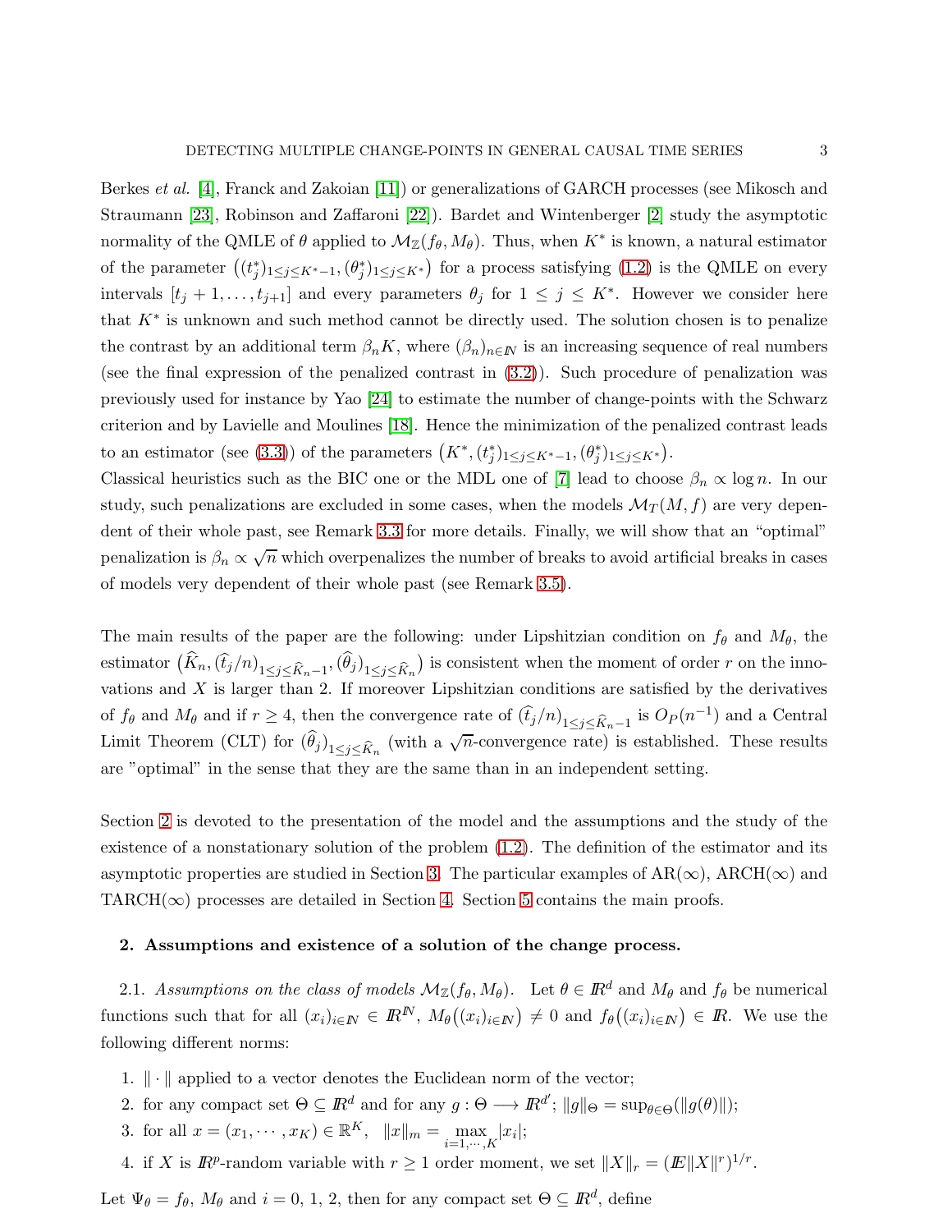Berkes *et al.* [4], Franck and Zakoian [11]) or generalizations of GARCH processes (see Mikosch and Straumann [23], Robinson and Zaffaroni [22]). Bardet and Wintenberger [2] study the asymptotic normality of the QMLE of $\theta$ applied to $\mathcal{M}_{\mathbb{Z}}(f_\theta, M_\theta)$. Thus, when $K^*$ is known, a natural estimator of the parameter $\big((t_j^*)_{1\leq j\leq K^*-1}, (\theta_j^*)_{1\leq j\leq K^*}\big)$ for a process satisfying (1.2) is the QMLE on every intervals $[t_j+1,\ldots,t_{j+1}]$ and every parameters $\theta_j$ for $1 \leq j \leq K^*$. However we consider here that $K^*$ is unknown and such method cannot be directly used. The solution chosen is to penalize the contrast by an additional term $\beta_n K$, where $(\beta_n)_{n\in\mathbb{N}}$ is an increasing sequence of real numbers (see the final expression of the penalized contrast in (3.2)). Such procedure of penalization was previously used for instance by Yao [24] to estimate the number of change-points with the Schwarz criterion and by Lavielle and Moulines [18]. Hence the minimization of the penalized contrast leads to an estimator (see (3.3)) of the parameters $\big(K^*, (t_j^*)_{1\leq j\leq K^*-1}, (\theta_j^*)_{1\leq j\leq K^*}\big)$.
Classical heuristics such as the BIC one or the MDL one of [7] lead to choose $\beta_n \propto \log n$. In our study, such penalizations are excluded in some cases, when the models $\mathcal{M}_T(M, f)$ are very dependent of their whole past, see Remark 3.3 for more details. Finally, we will show that an "optimal" penalization is $\beta_n \propto \sqrt{n}$ which overpenalizes the number of breaks to avoid artificial breaks in cases of models very dependent of their whole past (see Remark 3.5).

The main results of the paper are the following: under Lipshitzian condition on $f_\theta$ and $M_\theta$, the estimator $\big(\widehat{K}_n, (\widehat{t}_j/n)_{1\leq j\leq \widehat{K}_n-1}, (\widehat{\theta}_j)_{1\leq j\leq \widehat{K}_n}\big)$ is consistent when the moment of order $r$ on the innovations and $X$ is larger than 2. If moreover Lipshitzian conditions are satisfied by the derivatives of $f_\theta$ and $M_\theta$ and if $r \geq 4$, then the convergence rate of $(\widehat{t}_j/n)_{1\leq j\leq \widehat{K}_n-1}$ is $O_P(n^{-1})$ and a Central Limit Theorem (CLT) for $(\widehat{\theta}_j)_{1\leq j\leq \widehat{K}_n}$ (with a $\sqrt{n}$-convergence rate) is established. These results are "optimal" in the sense that they are the same than in an independent setting.

Section 2 is devoted to the presentation of the model and the assumptions and the study of the existence of a nonstationary solution of the problem (1.2). The definition of the estimator and its asymptotic properties are studied in Section 3. The particular examples of AR($\infty$), ARCH($\infty$) and TARCH($\infty$) processes are detailed in Section 4. Section 5 contains the main proofs.

## 2. Assumptions and existence of a solution of the change process.

2.1. *Assumptions on the class of models $\mathcal{M}_{\mathbb{Z}}(f_\theta, M_\theta)$.* Let $\theta \in \mathbb{R}^d$ and $M_\theta$ and $f_\theta$ be numerical functions such that for all $(x_i)_{i\in\mathbb{N}} \in \mathbb{R}^{\mathbb{N}}$, $M_\theta\big((x_i)_{i\in\mathbb{N}}\big) \neq 0$ and $f_\theta\big((x_i)_{i\in\mathbb{N}}\big) \in \mathbb{R}$. We use the following different norms:

1. $\|\cdot\|$ applied to a vector denotes the Euclidean norm of the vector;
2. for any compact set $\Theta \subseteq \mathbb{R}^d$ and for any $g : \Theta \longrightarrow \mathbb{R}^{d'}$; $\|g\|_\Theta = \sup_{\theta\in\Theta}(\|g(\theta)\|)$;
3. for all $x = (x_1, \cdots, x_K) \in \mathbb{R}^K$, $\|x\|_m = \max_{i=1,\cdots,K} |x_i|$;
4. if $X$ is $\mathbb{R}^p$-random variable with $r \geq 1$ order moment, we set $\|X\|_r = (\mathbb{E}\|X\|^r)^{1/r}$.

Let $\Psi_\theta = f_\theta$, $M_\theta$ and $i = 0, 1, 2$, then for any compact set $\Theta \subseteq \mathbb{R}^d$, define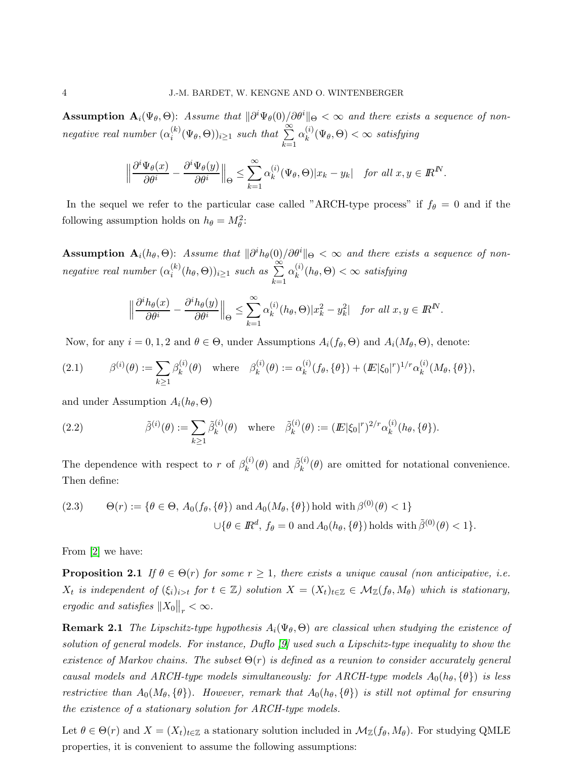**Assumption $\mathbf{A}_i(\Psi_\theta,\Theta)$**: *Assume that $\|\partial^i\Psi_\theta(0)/\partial\theta^i\|_\Theta<\infty$ and there exists a sequence of non-negative real number $(\alpha_i^{(k)}(\Psi_\theta,\Theta))_{i\geq 1}$ such that $\sum\limits_{k=1}^{\infty}\alpha_k^{(i)}(\Psi_\theta,\Theta)<\infty$ satisfying*

$$\Big\|\frac{\partial^i\Psi_\theta(x)}{\partial\theta^i}-\frac{\partial^i\Psi_\theta(y)}{\partial\theta^i}\Big\|_\Theta\leq\sum_{k=1}^{\infty}\alpha_k^{(i)}(\Psi_\theta,\Theta)|x_k-y_k|\quad\text{for all } x,y\in\mathbb{R}^{\mathbb{N}}.$$

In the sequel we refer to the particular case called "ARCH-type process" if $f_\theta=0$ and if the following assumption holds on $h_\theta=M_\theta^2$:

**Assumption $\mathbf{A}_i(h_\theta,\Theta)$**: *Assume that $\|\partial^i h_\theta(0)/\partial\theta^i\|_\Theta<\infty$ and there exists a sequence of non-negative real number $(\alpha_i^{(k)}(h_\theta,\Theta))_{i\geq 1}$ such as $\sum\limits_{k=1}^{\infty}\alpha_k^{(i)}(h_\theta,\Theta)<\infty$ satisfying*

$$\Big\|\frac{\partial^i h_\theta(x)}{\partial\theta^i}-\frac{\partial^i h_\theta(y)}{\partial\theta^i}\Big\|_\Theta\leq\sum_{k=1}^{\infty}\alpha_k^{(i)}(h_\theta,\Theta)|x_k^2-y_k^2|\quad\text{for all } x,y\in\mathbb{R}^{\mathbb{N}}.$$

Now, for any $i=0,1,2$ and $\theta\in\Theta$, under Assumptions $A_i(f_\theta,\Theta)$ and $A_i(M_\theta,\Theta)$, denote:

$$\beta^{(i)}(\theta):=\sum_{k\geq 1}\beta_k^{(i)}(\theta)\quad\text{where}\quad\beta_k^{(i)}(\theta):=\alpha_k^{(i)}(f_\theta,\{\theta\})+(\mathbb{E}|\xi_0|^r)^{1/r}\alpha_k^{(i)}(M_\theta,\{\theta\}),\tag{2.1}$$

and under Assumption $A_i(h_\theta,\Theta)$

$$\tilde{\beta}^{(i)}(\theta):=\sum_{k\geq 1}\tilde{\beta}_k^{(i)}(\theta)\quad\text{where}\quad\tilde{\beta}_k^{(i)}(\theta):=(\mathbb{E}|\xi_0|^r)^{2/r}\alpha_k^{(i)}(h_\theta,\{\theta\}).\tag{2.2}$$

The dependence with respect to $r$ of $\beta_k^{(i)}(\theta)$ and $\tilde{\beta}_k^{(i)}(\theta)$ are omitted for notational convenience. Then define:

$$\begin{aligned}\Theta(r):=\{\theta\in\Theta,\ &A_0(f_\theta,\{\theta\})\text{ and }A_0(M_\theta,\{\theta\})\text{ hold with }\beta^{(0)}(\theta)<1\}\\ &\cup\{\theta\in\mathbb{R}^d,\ f_\theta=0\text{ and }A_0(h_\theta,\{\theta\})\text{ holds with }\tilde{\beta}^{(0)}(\theta)<1\}.\end{aligned}\tag{2.3}$$

From [2] we have:

**Proposition 2.1** *If $\theta\in\Theta(r)$ for some $r\geq 1$, there exists a unique causal (non anticipative, i.e. $X_t$ is independent of $(\xi_i)_{i>t}$ for $t\in\mathbb{Z}$) solution $X=(X_t)_{t\in\mathbb{Z}}\in\mathcal{M}_{\mathbb{Z}}(f_\theta,M_\theta)$ which is stationary, ergodic and satisfies $\|X_0\|_r<\infty$.*

**Remark 2.1** *The Lipschitz-type hypothesis $A_i(\Psi_\theta,\Theta)$ are classical when studying the existence of solution of general models. For instance, Duflo [9] used such a Lipschitz-type inequality to show the existence of Markov chains. The subset $\Theta(r)$ is defined as a reunion to consider accurately general causal models and ARCH-type models simultaneously: for ARCH-type models $A_0(h_\theta,\{\theta\})$ is less restrictive than $A_0(M_\theta,\{\theta\})$. However, remark that $A_0(h_\theta,\{\theta\})$ is still not optimal for ensuring the existence of a stationary solution for ARCH-type models.*

Let $\theta\in\Theta(r)$ and $X=(X_t)_{t\in\mathbb{Z}}$ a stationary solution included in $\mathcal{M}_{\mathbb{Z}}(f_\theta,M_\theta)$. For studying QMLE properties, it is convenient to assume the following assumptions: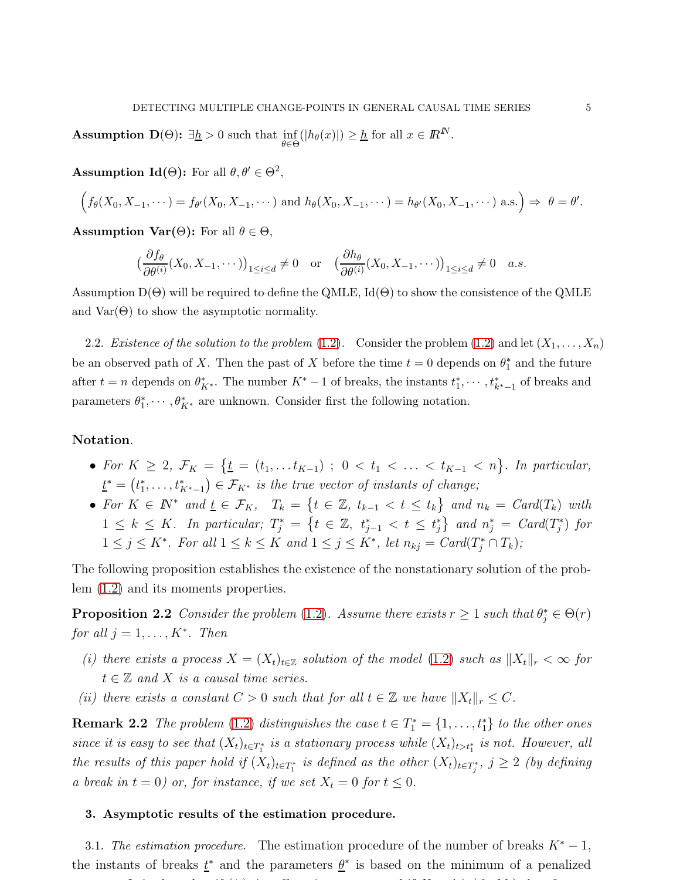**Assumption D(Θ):** $\exists \underline{h} > 0$ such that $\inf_{\theta \in \Theta}(|h_\theta(x)|) \geq \underline{h}$ for all $x \in I\!R^{I\!N}$.

**Assumption Id(Θ):** For all $\theta, \theta' \in \Theta^2$,

$$\Big(f_\theta(X_0, X_{-1}, \cdots) = f_{\theta'}(X_0, X_{-1}, \cdots) \text{ and } h_\theta(X_0, X_{-1}, \cdots) = h_{\theta'}(X_0, X_{-1}, \cdots) \text{ a.s.}\Big) \Rightarrow \theta = \theta'.$$

**Assumption Var(Θ):** For all $\theta \in \Theta$,

$$\big(\frac{\partial f_\theta}{\partial \theta^{(i)}}(X_0, X_{-1}, \cdots)\big)_{1 \leq i \leq d} \neq 0 \quad \text{or} \quad \big(\frac{\partial h_\theta}{\partial \theta^{(i)}}(X_0, X_{-1}, \cdots)\big)_{1 \leq i \leq d} \neq 0 \quad a.s.$$

Assumption D(Θ) will be required to define the QMLE, Id(Θ) to show the consistence of the QMLE and Var(Θ) to show the asymptotic normality.

2.2. *Existence of the solution to the problem* (1.2). Consider the problem (1.2) and let $(X_1, \ldots, X_n)$ be an observed path of $X$. Then the past of $X$ before the time $t = 0$ depends on $\theta_1^*$ and the future after $t = n$ depends on $\theta_{K^*}^*$. The number $K^* - 1$ of breaks, the instants $t_1^*, \cdots, t_{k^*-1}^*$ of breaks and parameters $\theta_1^*, \cdots, \theta_{K^*}^*$ are unknown. Consider first the following notation.

**Notation**.

- *For* $K \geq 2$, $\mathcal{F}_K = \big\{\underline{t} = (t_1, \ldots t_{K-1})\ ;\ 0 < t_1 < \ldots < t_{K-1} < n\big\}$. *In particular,* $\underline{t}^* = \big(t_1^*, \ldots, t_{K^*-1}^*\big) \in \mathcal{F}_{K^*}$ *is the true vector of instants of change;*
- *For* $K \in I\!N^*$ *and* $\underline{t} \in \mathcal{F}_K$, $\ T_k = \big\{t \in \mathbb{Z},\ t_{k-1} < t \leq t_k\big\}$ *and* $n_k = Card(T_k)$ *with* $1 \leq k \leq K$. *In particular;* $T_j^* = \big\{t \in \mathbb{Z},\ t_{j-1}^* < t \leq t_j^*\big\}$ *and* $n_j^* = Card(T_j^*)$ *for* $1 \leq j \leq K^*$. *For all* $1 \leq k \leq K$ *and* $1 \leq j \leq K^*$, *let* $n_{kj} = Card(T_j^* \cap T_k)$*;*

The following proposition establishes the existence of the nonstationary solution of the problem (1.2) and its moments properties.

**Proposition 2.2** *Consider the problem* (1.2). *Assume there exists* $r \geq 1$ *such that* $\theta_j^* \in \Theta(r)$ *for all* $j = 1, \ldots, K^*$. *Then*

*(i) there exists a process* $X = (X_t)_{t \in \mathbb{Z}}$ *solution of the model* (1.2) *such as* $\|X_t\|_r < \infty$ *for* $t \in \mathbb{Z}$ *and* $X$ *is a causal time series.*

*(ii) there exists a constant* $C > 0$ *such that for all* $t \in \mathbb{Z}$ *we have* $\|X_t\|_r \leq C$.

**Remark 2.2** *The problem* (1.2) *distinguishes the case* $t \in T_1^* = \{1, \ldots, t_1^*\}$ *to the other ones since it is easy to see that* $(X_t)_{t \in T_1^*}$ *is a stationary process while* $(X_t)_{t > t_1^*}$ *is not. However, all the results of this paper hold if* $(X_t)_{t \in T_1^*}$ *is defined as the other* $(X_t)_{t \in T_j^*}$, $j \geq 2$ *(by defining a break in* $t = 0$*) or, for instance, if we set* $X_t = 0$ *for* $t \leq 0$.

## 3. Asymptotic results of the estimation procedure.

3.1. *The estimation procedure.* The estimation procedure of the number of breaks $K^* - 1$, the instants of breaks $\underline{t}^*$ and the parameters $\underline{\theta}^*$ is based on the minimum of a penalized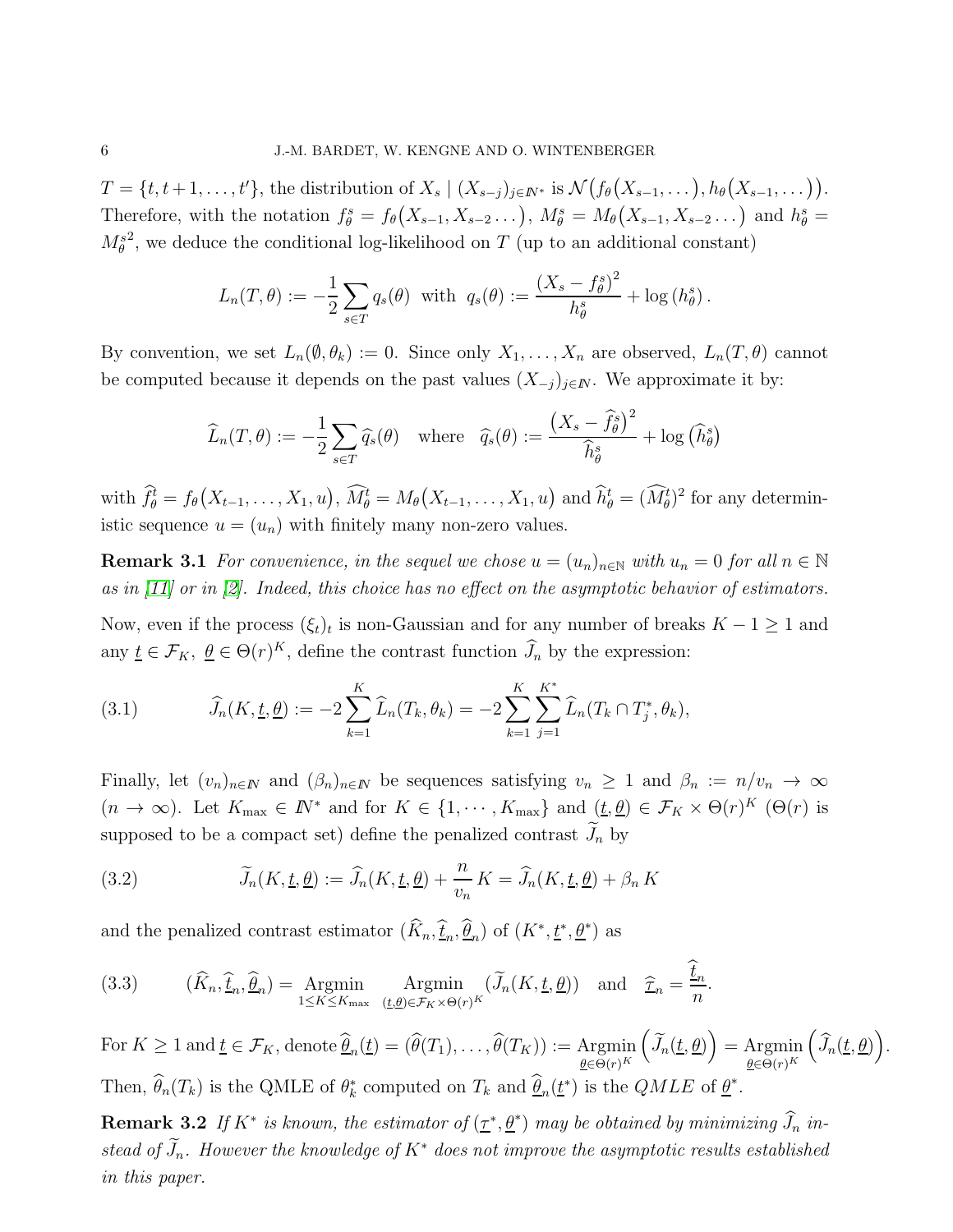$T = \{t, t+1, \ldots, t'\}$, the distribution of $X_s \mid (X_{s-j})_{j \in \mathbb{N}^*}$ is $\mathcal{N}\big(f_\theta(X_{s-1}, \ldots), h_\theta(X_{s-1}, \ldots)\big)$. Therefore, with the notation $f_\theta^s = f_\theta\big(X_{s-1}, X_{s-2} \ldots\big)$, $M_\theta^s = M_\theta\big(X_{s-1}, X_{s-2} \ldots\big)$ and $h_\theta^s = {M_\theta^s}^2$, we deduce the conditional log-likelihood on $T$ (up to an additional constant)

$$L_n(T, \theta) := -\frac{1}{2} \sum_{s \in T} q_s(\theta) \ \text{ with } \ q_s(\theta) := \frac{\big(X_s - f_\theta^s\big)^2}{h_\theta^s} + \log\left(h_\theta^s\right).$$

By convention, we set $L_n(\emptyset, \theta_k) := 0$. Since only $X_1, \ldots, X_n$ are observed, $L_n(T, \theta)$ cannot be computed because it depends on the past values $(X_{-j})_{j \in \mathbb{N}}$. We approximate it by:

$$\widehat{L}_n(T, \theta) := -\frac{1}{2} \sum_{s \in T} \widehat{q}_s(\theta) \quad \text{where} \quad \widehat{q}_s(\theta) := \frac{\big(X_s - \widehat{f}_\theta^s\big)^2}{\widehat{h}_\theta^s} + \log\left(\widehat{h}_\theta^s\right)$$

with $\widehat{f}_\theta^t = f_\theta\big(X_{t-1}, \ldots, X_1, u\big)$, $\widehat{M}_\theta^t = M_\theta\big(X_{t-1}, \ldots, X_1, u\big)$ and $\widehat{h}_\theta^t = (\widehat{M}_\theta^t)^2$ for any deterministic sequence $u = (u_n)$ with finitely many non-zero values.

**Remark 3.1** *For convenience, in the sequel we chose $u = (u_n)_{n \in \mathbb{N}}$ with $u_n = 0$ for all $n \in \mathbb{N}$ as in [11] or in [2]. Indeed, this choice has no effect on the asymptotic behavior of estimators.*

Now, even if the process $(\xi_t)_t$ is non-Gaussian and for any number of breaks $K - 1 \geq 1$ and any $\underline{t} \in \mathcal{F}_K$, $\underline{\theta} \in \Theta(r)^K$, define the contrast function $\widehat{J}_n$ by the expression:

$$\widehat{J}_n(K, \underline{t}, \underline{\theta}) := -2 \sum_{k=1}^{K} \widehat{L}_n(T_k, \theta_k) = -2 \sum_{k=1}^{K} \sum_{j=1}^{K^*} \widehat{L}_n(T_k \cap T_j^*, \theta_k), \tag{3.1}$$

Finally, let $(v_n)_{n \in \mathbb{N}}$ and $(\beta_n)_{n \in \mathbb{N}}$ be sequences satisfying $v_n \geq 1$ and $\beta_n := n/v_n \to \infty$ $(n \to \infty)$. Let $K_{\max} \in \mathbb{N}^*$ and for $K \in \{1, \cdots, K_{\max}\}$ and $(\underline{t}, \underline{\theta}) \in \mathcal{F}_K \times \Theta(r)^K$ ($\Theta(r)$ is supposed to be a compact set) define the penalized contrast $\widetilde{J}_n$ by

$$\widetilde{J}_n(K, \underline{t}, \underline{\theta}) := \widehat{J}_n(K, \underline{t}, \underline{\theta}) + \frac{n}{v_n} K = \widehat{J}_n(K, \underline{t}, \underline{\theta}) + \beta_n K \tag{3.2}$$

and the penalized contrast estimator $(\widehat{K}_n, \widehat{\underline{t}}_n, \widehat{\underline{\theta}}_n)$ of $(K^*, \underline{t}^*, \underline{\theta}^*)$ as

$$(\widehat{K}_n, \widehat{\underline{t}}_n, \widehat{\underline{\theta}}_n) = \underset{1 \leq K \leq K_{\max}}{\text{Argmin}} \ \underset{(\underline{t}, \underline{\theta}) \in \mathcal{F}_K \times \Theta(r)^K}{\text{Argmin}} \big(\widetilde{J}_n(K, \underline{t}, \underline{\theta})\big) \quad \text{and} \quad \widehat{\underline{\tau}}_n = \frac{\widehat{\underline{t}}_n}{n}. \tag{3.3}$$

For $K \geq 1$ and $\underline{t} \in \mathcal{F}_K$, denote $\widehat{\underline{\theta}}_n(\underline{t}) = (\widehat{\theta}(T_1), \ldots, \widehat{\theta}(T_K)) := \underset{\underline{\theta} \in \Theta(r)^K}{\text{Argmin}} \Big(\widetilde{J}_n(\underline{t}, \underline{\theta})\Big) = \underset{\underline{\theta} \in \Theta(r)^K}{\text{Argmin}} \Big(\widehat{J}_n(\underline{t}, \underline{\theta})\Big)$. Then, $\widehat{\theta}_n(T_k)$ is the QMLE of $\theta_k^*$ computed on $T_k$ and $\widehat{\underline{\theta}}_n(\underline{t}^*)$ is the $QMLE$ of $\underline{\theta}^*$.

**Remark 3.2** *If $K^*$ is known, the estimator of $(\underline{\tau}^*, \underline{\theta}^*)$ may be obtained by minimizing $\widehat{J}_n$ instead of $\widetilde{J}_n$. However the knowledge of $K^*$ does not improve the asymptotic results established in this paper.*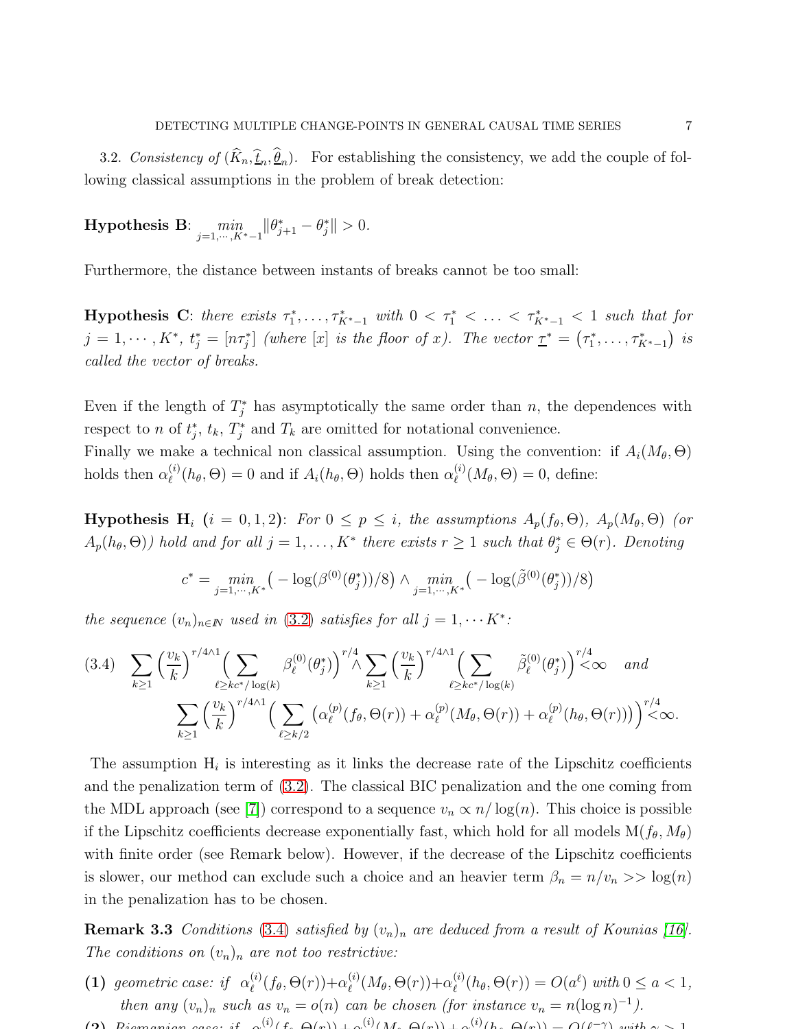3.2. *Consistency of* $(\widehat{K}_n, \widehat{\underline{t}}_n, \widehat{\underline{\theta}}_n)$. For establishing the consistency, we add the couple of following classical assumptions in the problem of break detection:

**Hypothesis B**: $\displaystyle\min_{j=1,\cdots,K^*-1} \|\theta^*_{j+1} - \theta^*_j\| > 0.$

Furthermore, the distance between instants of breaks cannot be too small:

**Hypothesis C**: *there exists* $\tau^*_1, \ldots, \tau^*_{K^*-1}$ *with* $0 < \tau^*_1 < \ldots < \tau^*_{K^*-1} < 1$ *such that for* $j = 1, \cdots, K^*$, $t^*_j = [n\tau^*_j]$ *(where* $[x]$ *is the floor of* $x$*). The vector* $\underline{\tau}^* = \big(\tau^*_1, \ldots, \tau^*_{K^*-1}\big)$ *is called the vector of breaks.*

Even if the length of $T^*_j$ has asymptotically the same order than $n$, the dependences with respect to $n$ of $t^*_j$, $t_k$, $T^*_j$ and $T_k$ are omitted for notational convenience.
Finally we make a technical non classical assumption. Using the convention: if $A_i(M_\theta, \Theta)$ holds then $\alpha^{(i)}_\ell(h_\theta, \Theta) = 0$ and if $A_i(h_\theta, \Theta)$ holds then $\alpha^{(i)}_\ell(M_\theta, \Theta) = 0$, define:

**Hypothesis H**$_i$ $(i = 0, 1, 2)$: *For* $0 \le p \le i$*, the assumptions* $A_p(f_\theta, \Theta)$*,* $A_p(M_\theta, \Theta)$ *(or* $A_p(h_\theta, \Theta)$*) hold and for all* $j = 1, \ldots, K^*$ *there exists* $r \ge 1$ *such that* $\theta^*_j \in \Theta(r)$*. Denoting*

$$c^* = \min_{j=1,\cdots,K^*}\big(-\log(\beta^{(0)}(\theta^*_j))/8\big) \wedge \min_{j=1,\cdots,K^*}\big(-\log(\tilde\beta^{(0)}(\theta^*_j))/8\big)$$

*the sequence* $(v_n)_{n\in\mathbb{N}}$ *used in* (3.2) *satisfies for all* $j = 1, \cdots K^*$*:*

$$\text{(3.4)}\quad \sum_{k\ge1}\Big(\frac{v_k}{k}\Big)^{r/4\wedge1}\Big(\sum_{\ell\ge kc^*/\log(k)}\beta^{(0)}_\ell(\theta^*_j)\Big)^{r/4} \wedge \sum_{k\ge1}\Big(\frac{v_k}{k}\Big)^{r/4\wedge1}\Big(\sum_{\ell\ge kc^*/\log(k)}\tilde\beta^{(0)}_\ell(\theta^*_j)\Big)^{r/4} < \infty \quad \textit{and}$$
$$\sum_{k\ge1}\Big(\frac{v_k}{k}\Big)^{r/4\wedge1}\Big(\sum_{\ell\ge k/2}\big(\alpha^{(p)}_\ell(f_\theta,\Theta(r)) + \alpha^{(p)}_\ell(M_\theta,\Theta(r)) + \alpha^{(p)}_\ell(h_\theta,\Theta(r))\big)\Big)^{r/4} < \infty.$$

The assumption H$_i$ is interesting as it links the decrease rate of the Lipschitz coefficients and the penalization term of (3.2). The classical BIC penalization and the one coming from the MDL approach (see [7]) correspond to a sequence $v_n \propto n/\log(n)$. This choice is possible if the Lipschitz coefficients decrease exponentially fast, which hold for all models M$(f_\theta, M_\theta)$ with finite order (see Remark below). However, if the decrease of the Lipschitz coefficients is slower, our method can exclude such a choice and an heavier term $\beta_n = n/v_n >> \log(n)$ in the penalization has to be chosen.

**Remark 3.3** *Conditions* (3.4) *satisfied by* $(v_n)_n$ *are deduced from a result of Kounias [16]. The conditions on* $(v_n)_n$ *are not too restrictive:*

**(1)** *geometric case: if* $\alpha^{(i)}_\ell(f_\theta, \Theta(r)) + \alpha^{(i)}_\ell(M_\theta, \Theta(r)) + \alpha^{(i)}_\ell(h_\theta, \Theta(r)) = O(a^\ell)$ *with* $0 \le a < 1$*, then any* $(v_n)_n$ *such as* $v_n = o(n)$ *can be chosen (for instance* $v_n = n(\log n)^{-1}$*).*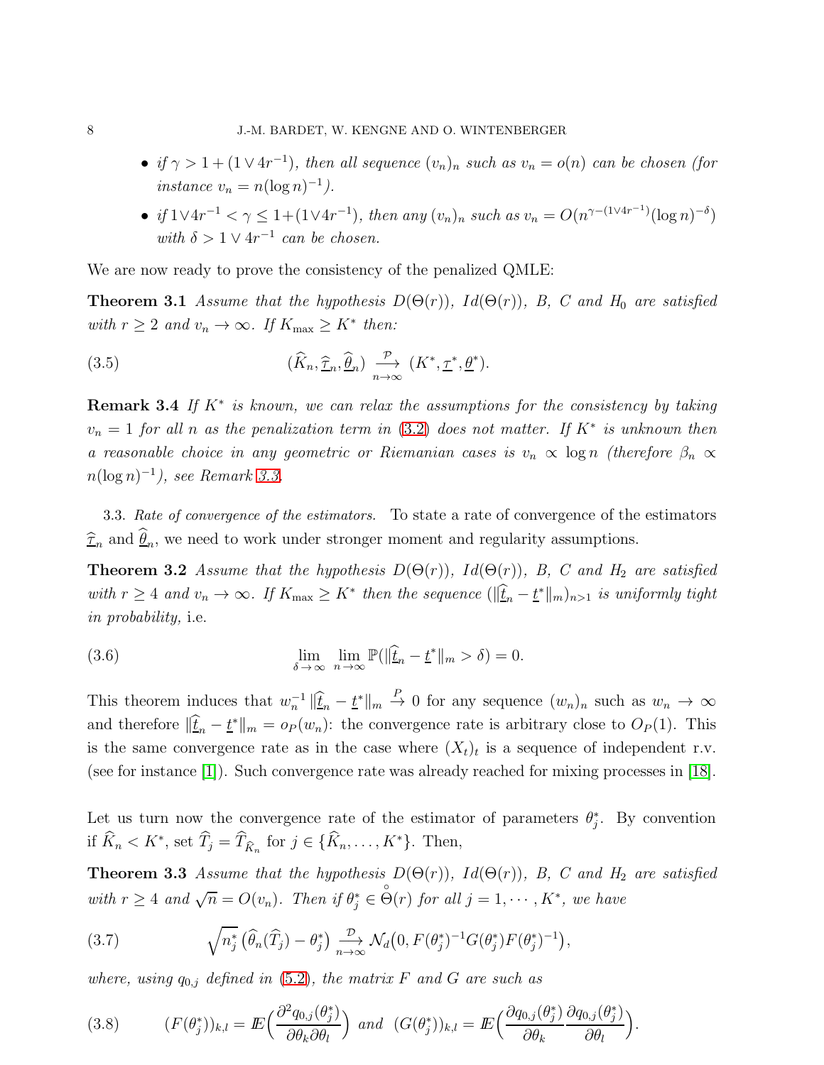- *if $\gamma > 1 + (1 \vee 4r^{-1})$, then all sequence $(v_n)_n$ such as $v_n = o(n)$ can be chosen (for instance $v_n = n(\log n)^{-1}$).*
- *if $1 \vee 4r^{-1} < \gamma \leq 1 + (1 \vee 4r^{-1})$, then any $(v_n)_n$ such as $v_n = O(n^{\gamma-(1\vee 4r^{-1})}(\log n)^{-\delta})$ with $\delta > 1 \vee 4r^{-1}$ can be chosen.*

We are now ready to prove the consistency of the penalized QMLE:

**Theorem 3.1** *Assume that the hypothesis $D(\Theta(r))$, $Id(\Theta(r))$, B, C and $H_0$ are satisfied with $r \geq 2$ and $v_n \to \infty$. If $K_{\max} \geq K^*$ then:*

$$
(\widehat{K}_n, \widehat{\underline{\tau}}_n, \widehat{\underline{\theta}}_n) \xrightarrow[n\to\infty]{\mathcal{P}} (K^*, \underline{\tau}^*, \underline{\theta}^*). \tag{3.5}
$$

**Remark 3.4** *If $K^*$ is known, we can relax the assumptions for the consistency by taking $v_n = 1$ for all $n$ as the penalization term in (3.2) does not matter. If $K^*$ is unknown then a reasonable choice in any geometric or Riemanian cases is $v_n \propto \log n$ (therefore $\beta_n \propto n(\log n)^{-1}$), see Remark 3.3.*

3.3. *Rate of convergence of the estimators.* To state a rate of convergence of the estimators $\widehat{\underline{\tau}}_n$ and $\widehat{\underline{\theta}}_n$, we need to work under stronger moment and regularity assumptions.

**Theorem 3.2** *Assume that the hypothesis $D(\Theta(r))$, $Id(\Theta(r))$, B, C and $H_2$ are satisfied with $r \geq 4$ and $v_n \to \infty$. If $K_{\max} \geq K^*$ then the sequence $(\|\widehat{\underline{t}}_n - \underline{t}^*\|_m)_{n>1}$ is uniformly tight in probability,* i.e.

$$
\lim_{\delta\to\infty} \lim_{n\to\infty} \mathbb{P}(\|\widehat{\underline{t}}_n - \underline{t}^*\|_m > \delta) = 0. \tag{3.6}
$$

This theorem induces that $w_n^{-1} \|\widehat{\underline{t}}_n - \underline{t}^*\|_m \xrightarrow{P} 0$ for any sequence $(w_n)_n$ such as $w_n \to \infty$ and therefore $\|\widehat{\underline{t}}_n - \underline{t}^*\|_m = o_P(w_n)$: the convergence rate is arbitrary close to $O_P(1)$. This is the same convergence rate as in the case where $(X_t)_t$ is a sequence of independent r.v. (see for instance [1]). Such convergence rate was already reached for mixing processes in [18].

Let us turn now the convergence rate of the estimator of parameters $\theta_j^*$. By convention if $\widehat{K}_n < K^*$, set $\widehat{T}_j = \widehat{T}_{\widehat{K}_n}$ for $j \in \{\widehat{K}_n, \ldots, K^*\}$. Then,

**Theorem 3.3** *Assume that the hypothesis $D(\Theta(r))$, $Id(\Theta(r))$, B, C and $H_2$ are satisfied with $r \geq 4$ and $\sqrt{n} = O(v_n)$. Then if $\theta_j^* \in \overset{\circ}{\Theta}(r)$ for all $j = 1, \cdots, K^*$, we have*

$$
\sqrt{n_j^*}\,\big(\widehat{\theta}_n(\widehat{T}_j) - \theta_j^*\big) \xrightarrow[n\to\infty]{\mathcal{D}} \mathcal{N}_d\big(0, F(\theta_j^*)^{-1} G(\theta_j^*) F(\theta_j^*)^{-1}\big), \tag{3.7}
$$

*where, using $q_{0,j}$ defined in (5.2), the matrix $F$ and $G$ are such as*

$$
(F(\theta_j^*))_{k,l} = I\!E\Big(\frac{\partial^2 q_{0,j}(\theta_j^*)}{\partial\theta_k \partial\theta_l}\Big) \text{ and } (G(\theta_j^*))_{k,l} = I\!E\Big(\frac{\partial q_{0,j}(\theta_j^*)}{\partial\theta_k}\frac{\partial q_{0,j}(\theta_j^*)}{\partial\theta_l}\Big). \tag{3.8}
$$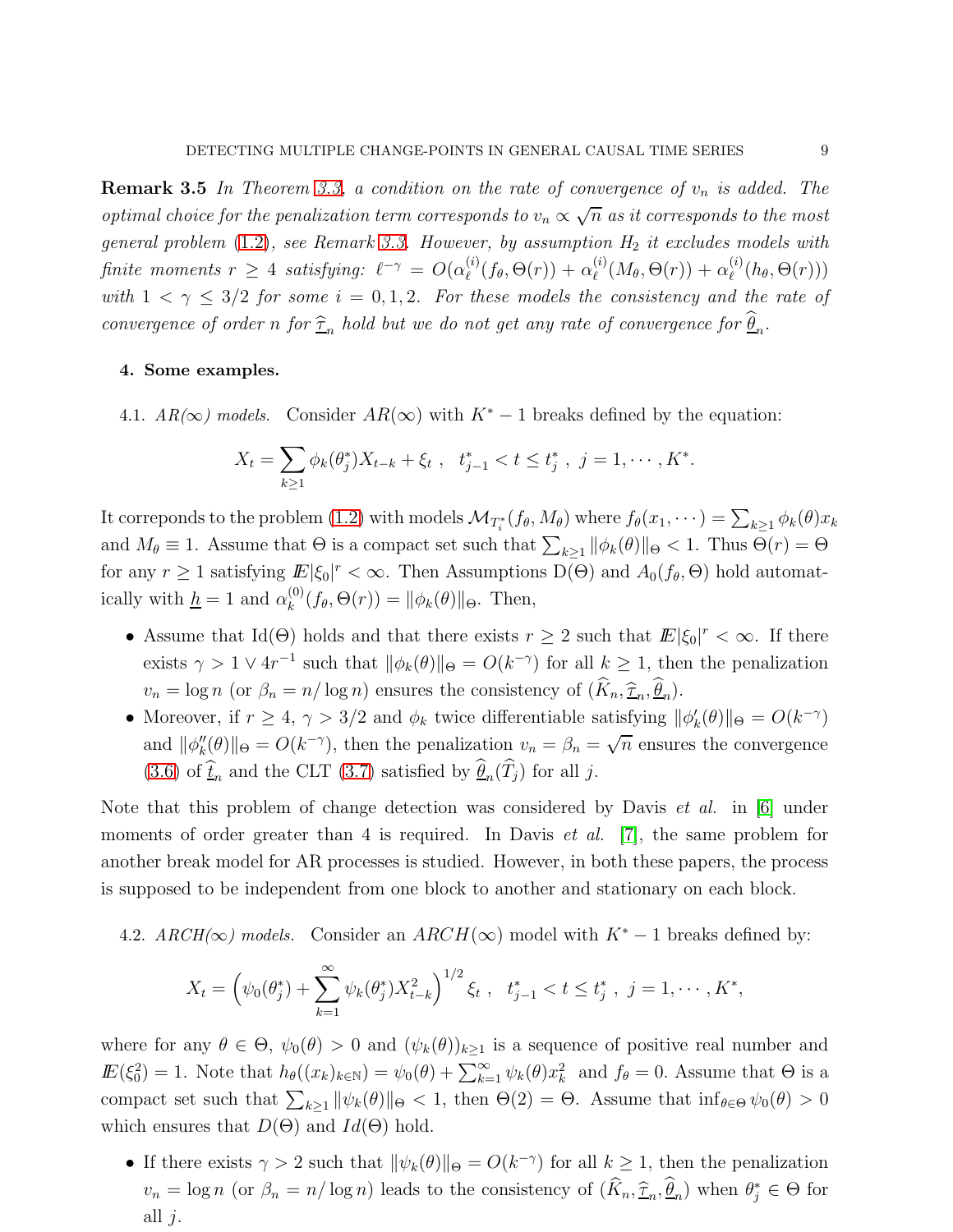**Remark 3.5** *In Theorem 3.3, a condition on the rate of convergence of $v_n$ is added. The optimal choice for the penalization term corresponds to $v_n \propto \sqrt{n}$ as it corresponds to the most general problem (1.2), see Remark 3.3. However, by assumption $H_2$ it excludes models with finite moments $r \geq 4$ satisfying: $\ell^{-\gamma} = O(\alpha_\ell^{(i)}(f_\theta, \Theta(r)) + \alpha_\ell^{(i)}(M_\theta, \Theta(r)) + \alpha_\ell^{(i)}(h_\theta, \Theta(r)))$ with $1 < \gamma \leq 3/2$ for some $i = 0, 1, 2$. For these models the consistency and the rate of convergence of order $n$ for $\underline{\widehat{\tau}}_n$ hold but we do not get any rate of convergence for $\underline{\widehat{\theta}}_n$.*

## 4. Some examples.

### 4.1. *AR($\infty$) models.*

Consider $AR(\infty)$ with $K^* - 1$ breaks defined by the equation:

$$X_t = \sum_{k \geq 1} \phi_k(\theta_j^*) X_{t-k} + \xi_t \ , \quad t_{j-1}^* < t \leq t_j^* \ , \ j = 1, \cdots, K^*.$$

It correponds to the problem (1.2) with models $\mathcal{M}_{T_i^*}(f_\theta, M_\theta)$ where $f_\theta(x_1, \cdots) = \sum_{k \geq 1} \phi_k(\theta) x_k$ and $M_\theta \equiv 1$. Assume that $\Theta$ is a compact set such that $\sum_{k \geq 1} \|\phi_k(\theta)\|_\Theta < 1$. Thus $\Theta(r) = \Theta$ for any $r \geq 1$ satisfying $\mathbb{E}|\xi_0|^r < \infty$. Then Assumptions D($\Theta$) and $A_0(f_\theta, \Theta)$ hold automatically with $\underline{h} = 1$ and $\alpha_k^{(0)}(f_\theta, \Theta(r)) = \|\phi_k(\theta)\|_\Theta$. Then,

- Assume that Id($\Theta$) holds and that there exists $r \geq 2$ such that $\mathbb{E}|\xi_0|^r < \infty$. If there exists $\gamma > 1 \vee 4r^{-1}$ such that $\|\phi_k(\theta)\|_\Theta = O(k^{-\gamma})$ for all $k \geq 1$, then the penalization $v_n = \log n$ (or $\beta_n = n/\log n$) ensures the consistency of $(\widehat{K}_n, \underline{\widehat{\tau}}_n, \underline{\widehat{\theta}}_n)$.
- Moreover, if $r \geq 4$, $\gamma > 3/2$ and $\phi_k$ twice differentiable satisfying $\|\phi_k'(\theta)\|_\Theta = O(k^{-\gamma})$ and $\|\phi_k''(\theta)\|_\Theta = O(k^{-\gamma})$, then the penalization $v_n = \beta_n = \sqrt{n}$ ensures the convergence (3.6) of $\underline{\widehat{t}}_n$ and the CLT (3.7) satisfied by $\underline{\widehat{\theta}}_n(\widehat{T}_j)$ for all $j$.

Note that this problem of change detection was considered by Davis *et al.* in [6] under moments of order greater than 4 is required. In Davis *et al.* [7], the same problem for another break model for AR processes is studied. However, in both these papers, the process is supposed to be independent from one block to another and stationary on each block.

### 4.2. *ARCH($\infty$) models.*

Consider an $ARCH(\infty)$ model with $K^* - 1$ breaks defined by:

$$X_t = \Big( \psi_0(\theta_j^*) + \sum_{k=1}^{\infty} \psi_k(\theta_j^*) X_{t-k}^2 \Big)^{1/2} \xi_t \ , \quad t_{j-1}^* < t \leq t_j^* \ , \ j = 1, \cdots, K^*,$$

where for any $\theta \in \Theta$, $\psi_0(\theta) > 0$ and $(\psi_k(\theta))_{k \geq 1}$ is a sequence of positive real number and $\mathbb{E}(\xi_0^2) = 1$. Note that $h_\theta((x_k)_{k \in \mathbb{N}}) = \psi_0(\theta) + \sum_{k=1}^{\infty} \psi_k(\theta) x_k^2$ and $f_\theta = 0$. Assume that $\Theta$ is a compact set such that $\sum_{k \geq 1} \|\psi_k(\theta)\|_\Theta < 1$, then $\Theta(2) = \Theta$. Assume that $\inf_{\theta \in \Theta} \psi_0(\theta) > 0$ which ensures that $D(\Theta)$ and $Id(\Theta)$ hold.

- If there exists $\gamma > 2$ such that $\|\psi_k(\theta)\|_\Theta = O(k^{-\gamma})$ for all $k \geq 1$, then the penalization $v_n = \log n$ (or $\beta_n = n/\log n$) leads to the consistency of $(\widehat{K}_n, \underline{\widehat{\tau}}_n, \underline{\widehat{\theta}}_n)$ when $\theta_j^* \in \Theta$ for all $j$.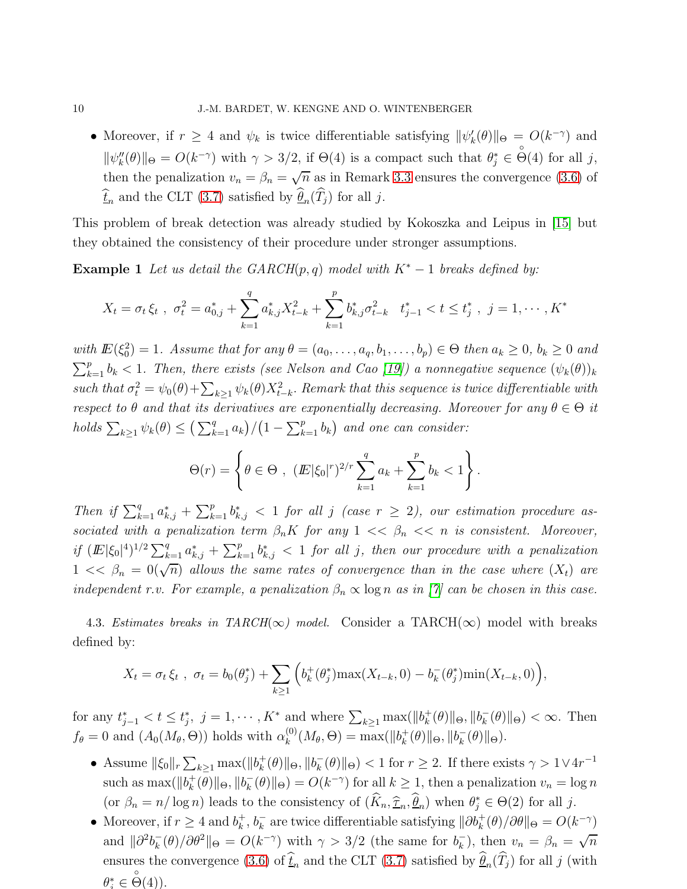- Moreover, if $r \geq 4$ and $\psi_k$ is twice differentiable satisfying $\|\psi'_k(\theta)\|_\Theta = O(k^{-\gamma})$ and $\|\psi''_k(\theta)\|_\Theta = O(k^{-\gamma})$ with $\gamma > 3/2$, if $\Theta(4)$ is a compact such that $\theta^*_j \in \overset{\circ}{\Theta}(4)$ for all $j$, then the penalization $v_n = \beta_n = \sqrt{n}$ as in Remark 3.3 ensures the convergence (3.6) of $\widehat{\underline{t}}_n$ and the CLT (3.7) satisfied by $\widehat{\theta}_n(\widehat{T}_j)$ for all $j$.

This problem of break detection was already studied by Kokoszka and Leipus in [15] but they obtained the consistency of their procedure under stronger assumptions.

**Example 1** *Let us detail the GARCH(p, q) model with $K^*-1$ breaks defined by:*

$$X_t = \sigma_t\, \xi_t\ ,\ \sigma_t^2 = a^*_{0,j} + \sum_{k=1}^{q} a^*_{k,j} X^2_{t-k} + \sum_{k=1}^{p} b^*_{k,j}\sigma^2_{t-k} \quad t^*_{j-1} < t \leq t^*_j\ ,\ j = 1, \cdots, K^*$$

*with $\mathbb{E}(\xi_0^2) = 1$. Assume that for any $\theta = (a_0, \ldots, a_q, b_1, \ldots, b_p) \in \Theta$ then $a_k \geq 0$, $b_k \geq 0$ and $\sum_{k=1}^p b_k < 1$. Then, there exists (see Nelson and Cao [19]) a nonnegative sequence $(\psi_k(\theta))_k$ such that $\sigma_t^2 = \psi_0(\theta) + \sum_{k\geq 1}\psi_k(\theta)X^2_{t-k}$. Remark that this sequence is twice differentiable with respect to $\theta$ and that its derivatives are exponentially decreasing. Moreover for any $\theta \in \Theta$ it holds $\sum_{k\geq 1}\psi_k(\theta) \leq \big(\sum_{k=1}^q a_k\big)/\big(1 - \sum_{k=1}^p b_k\big)$ and one can consider:*

$$\Theta(r) = \left\{ \theta \in \Theta\ ,\ (\mathbb{E}|\xi_0|^r)^{2/r}\sum_{k=1}^{q} a_k + \sum_{k=1}^{p} b_k < 1 \right\}.$$

*Then if $\sum_{k=1}^q a^*_{k,j} + \sum_{k=1}^p b^*_{k,j} < 1$ for all $j$ (case $r \geq 2$), our estimation procedure associated with a penalization term $\beta_n K$ for any $1 << \beta_n << n$ is consistent. Moreover, if $(\mathbb{E}|\xi_0|^4)^{1/2}\sum_{k=1}^q a^*_{k,j} + \sum_{k=1}^p b^*_{k,j} < 1$ for all $j$, then our procedure with a penalization $1 << \beta_n = 0(\sqrt{n})$ allows the same rates of convergence than in the case where $(X_t)$ are independent r.v. For example, a penalization $\beta_n \propto \log n$ as in [7] can be chosen in this case.*

4.3. *Estimates breaks in TARCH($\infty$) model.* Consider a TARCH($\infty$) model with breaks defined by:

$$X_t = \sigma_t\, \xi_t\ ,\ \sigma_t = b_0(\theta^*_j) + \sum_{k\geq 1}\Big(b^+_k(\theta^*_j)\max(X_{t-k}, 0) - b^-_k(\theta^*_j)\min(X_{t-k}, 0)\Big),$$

for any $t^*_{j-1} < t \leq t^*_j$, $j = 1, \cdots, K^*$ and where $\sum_{k\geq 1}\max(\|b^+_k(\theta)\|_\Theta, \|b^-_k(\theta)\|_\Theta) < \infty$. Then $f_\theta = 0$ and $(A_0(M_\theta, \Theta))$ holds with $\alpha^{(0)}_k(M_\theta, \Theta) = \max(\|b^+_k(\theta)\|_\Theta, \|b^-_k(\theta)\|_\Theta)$.

- Assume $\|\xi_0\|_r \sum_{k\geq 1}\max(\|b^+_k(\theta)\|_\Theta, \|b^-_k(\theta)\|_\Theta) < 1$ for $r \geq 2$. If there exists $\gamma > 1 \vee 4r^{-1}$ such as $\max(\|b^+_k(\theta)\|_\Theta, \|b^-_k(\theta)\|_\Theta) = O(k^{-\gamma})$ for all $k \geq 1$, then a penalization $v_n = \log n$ (or $\beta_n = n/\log n$) leads to the consistency of $(\widehat{K}_n, \widehat{\underline{\tau}}_n, \widehat{\underline{\theta}}_n)$ when $\theta^*_j \in \Theta(2)$ for all $j$.
- Moreover, if $r \geq 4$ and $b^+_k$, $b^-_k$ are twice differentiable satisfying $\|\partial b^+_k(\theta)/\partial\theta\|_\Theta = O(k^{-\gamma})$ and $\|\partial^2 b^-_k(\theta)/\partial\theta^2\|_\Theta = O(k^{-\gamma})$ with $\gamma > 3/2$ (the same for $b^-_k$), then $v_n = \beta_n = \sqrt{n}$ ensures the convergence (3.6) of $\widehat{\underline{t}}_n$ and the CLT (3.7) satisfied by $\widehat{\underline{\theta}}_n(\widehat{T}_j)$ for all $j$ (with $\theta^*_j \in \overset{\circ}{\Theta}(4)$).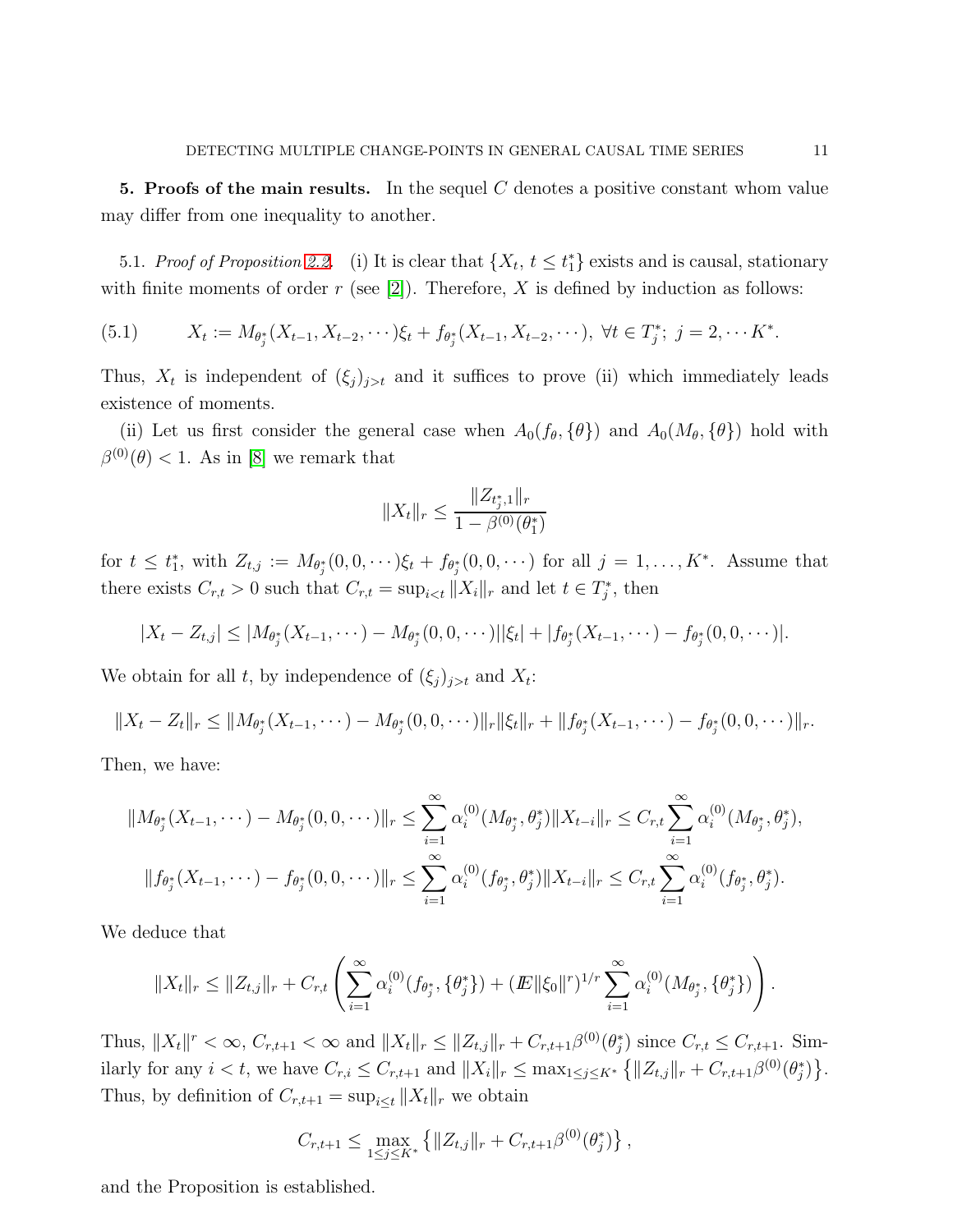**5. Proofs of the main results.** In the sequel $C$ denotes a positive constant whom value may differ from one inequality to another.

5.1. *Proof of Proposition 2.2.* (i) It is clear that $\{X_t,\ t \leq t_1^*\}$ exists and is causal, stationary with finite moments of order $r$ (see [2]). Therefore, $X$ is defined by induction as follows:

$$X_t := M_{\theta_j^*}(X_{t-1}, X_{t-2}, \cdots)\xi_t + f_{\theta_j^*}(X_{t-1}, X_{t-2}, \cdots),\ \forall t \in T_j^*;\ j = 2, \cdots K^*. \tag{5.1}$$

Thus, $X_t$ is independent of $(\xi_j)_{j>t}$ and it suffices to prove (ii) which immediately leads existence of moments.

(ii) Let us first consider the general case when $A_0(f_\theta, \{\theta\})$ and $A_0(M_\theta, \{\theta\})$ hold with $\beta^{(0)}(\theta) < 1$. As in [8] we remark that

$$\|X_t\|_r \leq \frac{\|Z_{t_j^*,1}\|_r}{1 - \beta^{(0)}(\theta_1^*)}$$

for $t \leq t_1^*$, with $Z_{t,j} := M_{\theta_j^*}(0, 0, \cdots)\xi_t + f_{\theta_j^*}(0, 0, \cdots)$ for all $j = 1, \ldots, K^*$. Assume that there exists $C_{r,t} > 0$ such that $C_{r,t} = \sup_{i<t} \|X_i\|_r$ and let $t \in T_j^*$, then

$$|X_t - Z_{t,j}| \leq |M_{\theta_j^*}(X_{t-1}, \cdots) - M_{\theta_j^*}(0, 0, \cdots)||\xi_t| + |f_{\theta_j^*}(X_{t-1}, \cdots) - f_{\theta_j^*}(0, 0, \cdots)|.$$

We obtain for all $t$, by independence of $(\xi_j)_{j>t}$ and $X_t$:

$$\|X_t - Z_t\|_r \leq \|M_{\theta_j^*}(X_{t-1}, \cdots) - M_{\theta_j^*}(0, 0, \cdots)\|_r \|\xi_t\|_r + \|f_{\theta_j^*}(X_{t-1}, \cdots) - f_{\theta_j^*}(0, 0, \cdots)\|_r.$$

Then, we have:

$$\|M_{\theta_j^*}(X_{t-1}, \cdots) - M_{\theta_j^*}(0, 0, \cdots)\|_r \leq \sum_{i=1}^{\infty} \alpha_i^{(0)}(M_{\theta_j^*}, \theta_j^*)\|X_{t-i}\|_r \leq C_{r,t} \sum_{i=1}^{\infty} \alpha_i^{(0)}(M_{\theta_j^*}, \theta_j^*),$$

$$\|f_{\theta_j^*}(X_{t-1}, \cdots) - f_{\theta_j^*}(0, 0, \cdots)\|_r \leq \sum_{i=1}^{\infty} \alpha_i^{(0)}(f_{\theta_j^*}, \theta_j^*)\|X_{t-i}\|_r \leq C_{r,t} \sum_{i=1}^{\infty} \alpha_i^{(0)}(f_{\theta_j^*}, \theta_j^*).$$

We deduce that

$$\|X_t\|_r \leq \|Z_{t,j}\|_r + C_{r,t}\left(\sum_{i=1}^{\infty} \alpha_i^{(0)}(f_{\theta_j^*}, \{\theta_j^*\}) + (\mathbb{E}\|\xi_0\|^r)^{1/r} \sum_{i=1}^{\infty} \alpha_i^{(0)}(M_{\theta_j^*}, \{\theta_j^*\})\right).$$

Thus, $\|X_t\|^r < \infty$, $C_{r,t+1} < \infty$ and $\|X_t\|_r \leq \|Z_{t,j}\|_r + C_{r,t+1}\beta^{(0)}(\theta_j^*)$ since $C_{r,t} \leq C_{r,t+1}$. Similarly for any $i < t$, we have $C_{r,i} \leq C_{r,t+1}$ and $\|X_i\|_r \leq \max_{1 \leq j \leq K^*} \left\{\|Z_{t,j}\|_r + C_{r,t+1}\beta^{(0)}(\theta_j^*)\right\}$. Thus, by definition of $C_{r,t+1} = \sup_{i \leq t} \|X_t\|_r$ we obtain

$$C_{r,t+1} \leq \max_{1 \leq j \leq K^*} \left\{\|Z_{t,j}\|_r + C_{r,t+1}\beta^{(0)}(\theta_j^*)\right\},$$

and the Proposition is established.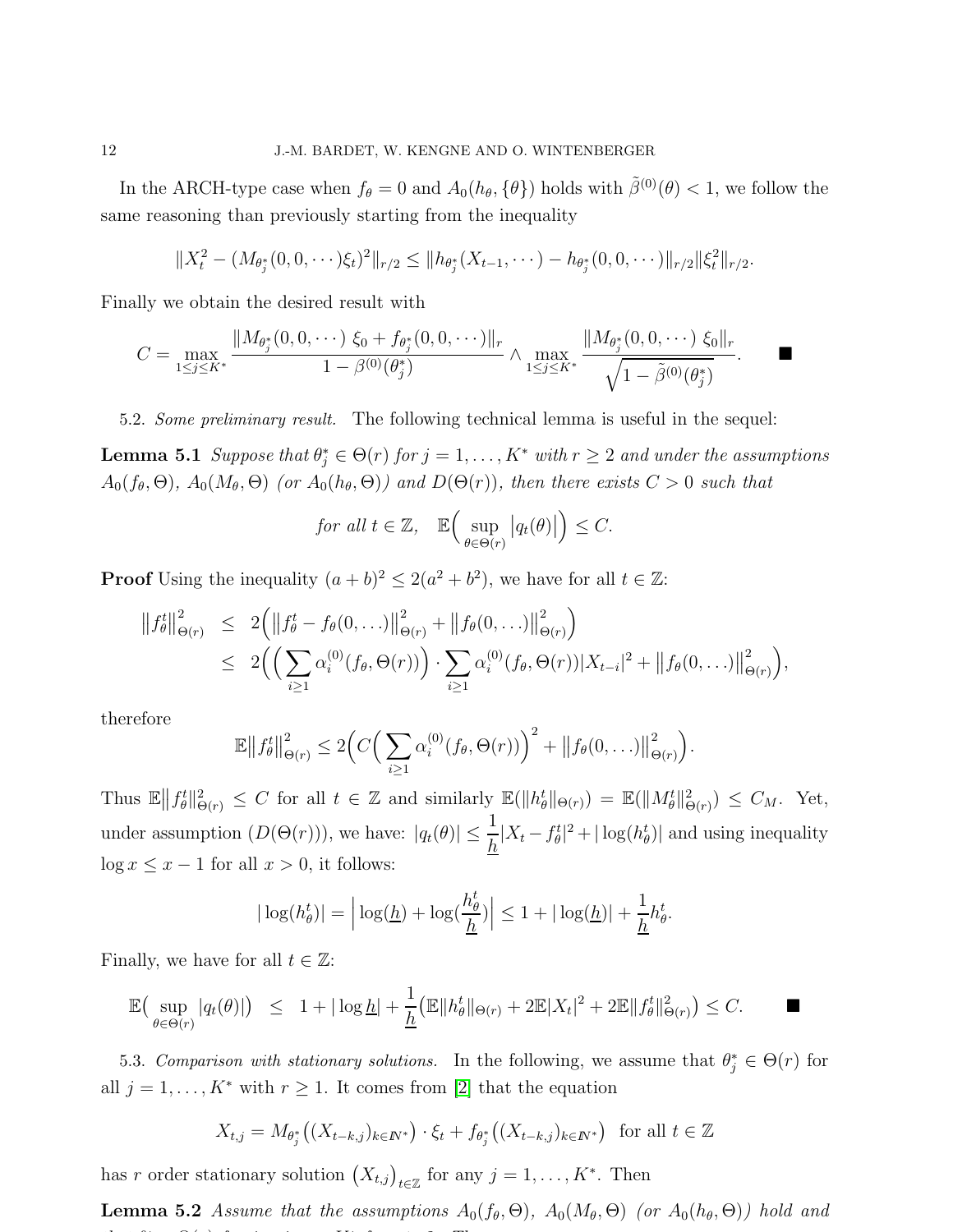In the ARCH-type case when $f_\theta = 0$ and $A_0(h_\theta, \{\theta\})$ holds with $\tilde{\beta}^{(0)}(\theta) < 1$, we follow the same reasoning than previously starting from the inequality

$$\|X_t^2 - (M_{\theta_j^*}(0,0,\cdots)\xi_t)^2\|_{r/2} \leq \|h_{\theta_j^*}(X_{t-1},\cdots) - h_{\theta_j^*}(0,0,\cdots)\|_{r/2}\|\xi_t^2\|_{r/2}.$$

Finally we obtain the desired result with

$$C = \max_{1\leq j\leq K^*} \frac{\|M_{\theta_j^*}(0,0,\cdots)\ \xi_0 + f_{\theta_j^*}(0,0,\cdots)\|_r}{1-\beta^{(0)}(\theta_j^*)} \wedge \max_{1\leq j\leq K^*} \frac{\|M_{\theta_j^*}(0,0,\cdots)\ \xi_0\|_r}{\sqrt{1-\tilde{\beta}^{(0)}(\theta_j^*)}}. \qquad \blacksquare$$

5.2. *Some preliminary result.* The following technical lemma is useful in the sequel:

**Lemma 5.1** *Suppose that $\theta_j^* \in \Theta(r)$ for $j = 1,\ldots,K^*$ with $r \geq 2$ and under the assumptions $A_0(f_\theta,\Theta)$, $A_0(M_\theta,\Theta)$ (or $A_0(h_\theta,\Theta)$) and $D(\Theta(r))$, then there exists $C > 0$ such that*

$$\text{for all } t \in \mathbb{Z}, \quad \mathbb{E}\Big(\sup_{\theta\in\Theta(r)} \big|q_t(\theta)\big|\Big) \leq C.$$

**Proof** Using the inequality $(a+b)^2 \leq 2(a^2+b^2)$, we have for all $t \in \mathbb{Z}$:

$$\begin{aligned}
\big\|f_\theta^t\big\|^2_{\Theta(r)} &\leq 2\Big(\big\|f_\theta^t - f_\theta(0,\ldots)\big\|^2_{\Theta(r)} + \big\|f_\theta(0,\ldots)\big\|^2_{\Theta(r)}\Big)\\
&\leq 2\Big(\Big(\sum_{i\geq 1}\alpha_i^{(0)}(f_\theta,\Theta(r))\Big)\cdot\sum_{i\geq 1}\alpha_i^{(0)}(f_\theta,\Theta(r))|X_{t-i}|^2 + \big\|f_\theta(0,\ldots)\big\|^2_{\Theta(r)}\Big),
\end{aligned}$$

therefore

$$\mathbb{E}\big\|f_\theta^t\big\|^2_{\Theta(r)} \leq 2\Big(C\Big(\sum_{i\geq 1}\alpha_i^{(0)}(f_\theta,\Theta(r))\Big)^2 + \big\|f_\theta(0,\ldots)\big\|^2_{\Theta(r)}\Big).$$

Thus $\mathbb{E}\big\|f_\theta^t\|^2_{\Theta(r)} \leq C$ for all $t \in \mathbb{Z}$ and similarly $\mathbb{E}(\|h_\theta^t\|_{\Theta(r)}) = \mathbb{E}(\|M_\theta^t\|^2_{\Theta(r)}) \leq C_M$. Yet, under assumption $(D(\Theta(r)))$, we have: $|q_t(\theta)| \leq \dfrac{1}{\underline{h}}|X_t - f_\theta^t|^2 + |\log(h_\theta^t)|$ and using inequality $\log x \leq x-1$ for all $x > 0$, it follows:

$$|\log(h_\theta^t)| = \Big|\log(\underline{h}) + \log(\frac{h_\theta^t}{\underline{h}})\Big| \leq 1 + |\log(\underline{h})| + \frac{1}{\underline{h}}h_\theta^t.$$

Finally, we have for all $t \in \mathbb{Z}$:

$$\mathbb{E}\big(\sup_{\theta\in\Theta(r)}|q_t(\theta)|\big) \leq 1 + |\log\underline{h}| + \frac{1}{\underline{h}}\big(\mathbb{E}\|h_\theta^t\|_{\Theta(r)} + 2\mathbb{E}|X_t|^2 + 2\mathbb{E}\|f_\theta^t\|^2_{\Theta(r)}\big) \leq C. \qquad \blacksquare$$

5.3. *Comparison with stationary solutions.* In the following, we assume that $\theta_j^* \in \Theta(r)$ for all $j = 1,\ldots,K^*$ with $r \geq 1$. It comes from [2] that the equation

$$X_{t,j} = M_{\theta_j^*}\big((X_{t-k,j})_{k\in\mathbb{N}^*}\big)\cdot\xi_t + f_{\theta_j^*}\big((X_{t-k,j})_{k\in\mathbb{N}^*}\big) \ \text{ for all } t \in \mathbb{Z}$$

has $r$ order stationary solution $\big(X_{t,j}\big)_{t\in\mathbb{Z}}$ for any $j = 1,\ldots,K^*$. Then

**Lemma 5.2** *Assume that the assumptions $A_0(f_\theta,\Theta)$, $A_0(M_\theta,\Theta)$ (or $A_0(h_\theta,\Theta)$) hold and*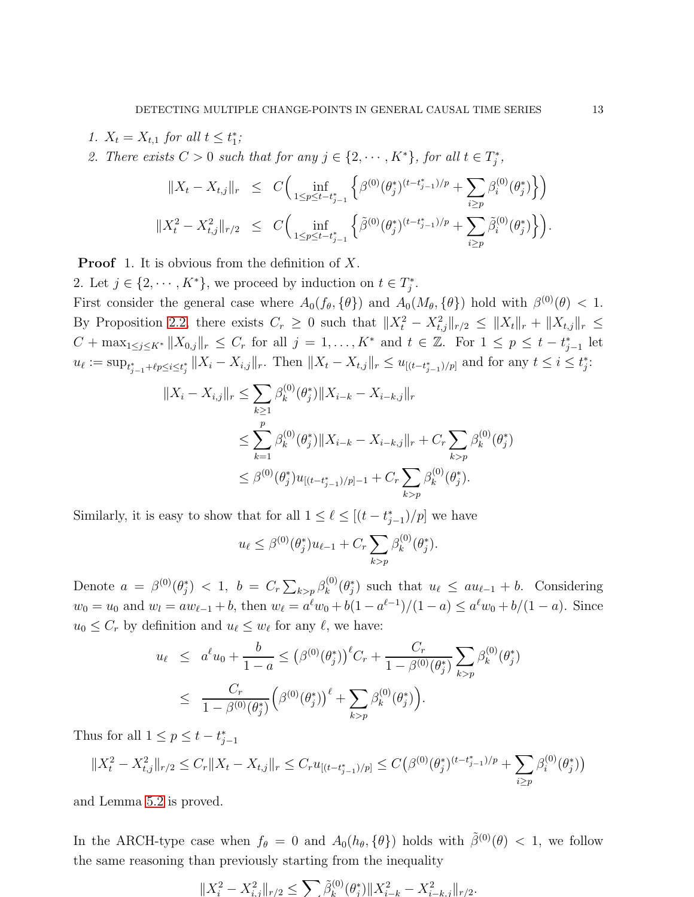1. $X_t = X_{t,1}$ for all $t \leq t_1^*$;
2. There exists $C > 0$ such that for any $j \in \{2, \cdots, K^*\}$, for all $t \in T_j^*$,

$$\|X_t - X_{t,j}\|_r \leq C\Big( \inf_{1 \leq p \leq t - t_{j-1}^*} \Big\{ \beta^{(0)}(\theta_j^*)^{(t-t_{j-1}^*)/p} + \sum_{i \geq p} \beta_i^{(0)}(\theta_j^*) \Big\} \Big)$$

$$\|X_t^2 - X_{t,j}^2\|_{r/2} \leq C\Big( \inf_{1 \leq p \leq t - t_{j-1}^*} \Big\{ \tilde{\beta}^{(0)}(\theta_j^*)^{(t-t_{j-1}^*)/p} + \sum_{i \geq p} \tilde{\beta}_i^{(0)}(\theta_j^*) \Big\} \Big).$$

**Proof** 1. It is obvious from the definition of $X$.

2. Let $j \in \{2, \cdots, K^*\}$, we proceed by induction on $t \in T_j^*$.

First consider the general case where $A_0(f_\theta, \{\theta\})$ and $A_0(M_\theta, \{\theta\})$ hold with $\beta^{(0)}(\theta) < 1$. By Proposition 2.2, there exists $C_r \geq 0$ such that $\|X_t^2 - X_{t,j}^2\|_{r/2} \leq \|X_t\|_r + \|X_{t,j}\|_r \leq C + \max_{1 \leq j \leq K^*} \|X_{0,j}\|_r \leq C_r$ for all $j = 1, \ldots, K^*$ and $t \in \mathbb{Z}$. For $1 \leq p \leq t - t_{j-1}^*$ let $u_\ell := \sup_{t_{j-1}^* + \ell p \leq i \leq t_j^*} \|X_i - X_{i,j}\|_r$. Then $\|X_t - X_{t,j}\|_r \leq u_{[(t-t_{j-1}^*)/p]}$ and for any $t \leq i \leq t_j^*$:

$$\begin{aligned}
\|X_i - X_{i,j}\|_r &\leq \sum_{k \geq 1} \beta_k^{(0)}(\theta_j^*) \|X_{i-k} - X_{i-k,j}\|_r \\
&\leq \sum_{k=1}^{p} \beta_k^{(0)}(\theta_j^*) \|X_{i-k} - X_{i-k,j}\|_r + C_r \sum_{k>p} \beta_k^{(0)}(\theta_j^*) \\
&\leq \beta^{(0)}(\theta_j^*) u_{[(t-t_{j-1}^*)/p]-1} + C_r \sum_{k>p} \beta_k^{(0)}(\theta_j^*).
\end{aligned}$$

Similarly, it is easy to show that for all $1 \leq \ell \leq [(t - t_{j-1}^*)/p]$ we have

$$u_\ell \leq \beta^{(0)}(\theta_j^*) u_{\ell-1} + C_r \sum_{k>p} \beta_k^{(0)}(\theta_j^*).$$

Denote $a = \beta^{(0)}(\theta_j^*) < 1$, $b = C_r \sum_{k>p} \beta_k^{(0)}(\theta_j^*)$ such that $u_\ell \leq a u_{\ell-1} + b$. Considering $w_0 = u_0$ and $w_l = a w_{\ell-1} + b$, then $w_\ell = a^\ell w_0 + b(1 - a^{\ell-1})/(1-a) \leq a^\ell w_0 + b/(1-a)$. Since $u_0 \leq C_r$ by definition and $u_\ell \leq w_\ell$ for any $\ell$, we have:

$$\begin{aligned}
u_\ell &\leq a^\ell u_0 + \frac{b}{1-a} \leq \big(\beta^{(0)}(\theta_j^*)\big)^\ell C_r + \frac{C_r}{1 - \beta^{(0)}(\theta_j^*)} \sum_{k>p} \beta_k^{(0)}(\theta_j^*) \\
&\leq \frac{C_r}{1 - \beta^{(0)}(\theta_j^*)} \Big( \big(\beta^{(0)}(\theta_j^*)\big)^\ell + \sum_{k>p} \beta_k^{(0)}(\theta_j^*) \Big).
\end{aligned}$$

Thus for all $1 \leq p \leq t - t_{j-1}^*$

$$\|X_t^2 - X_{t,j}^2\|_{r/2} \leq C_r \|X_t - X_{t,j}\|_r \leq C_r u_{[(t-t_{j-1}^*)/p]} \leq C\big( \beta^{(0)}(\theta_j^*)^{(t-t_{j-1}^*)/p} + \sum_{i \geq p} \beta_i^{(0)}(\theta_j^*) \big)$$

and Lemma 5.2 is proved.

In the ARCH-type case when $f_\theta = 0$ and $A_0(h_\theta, \{\theta\})$ holds with $\tilde{\beta}^{(0)}(\theta) < 1$, we follow the same reasoning than previously starting from the inequality

$$\|X_i^2 - X_{i,j}^2\|_{r/2} \leq \sum \tilde{\beta}_k^{(0)}(\theta_j^*) \|X_{i-k}^2 - X_{i-k,j}^2\|_{r/2}.$$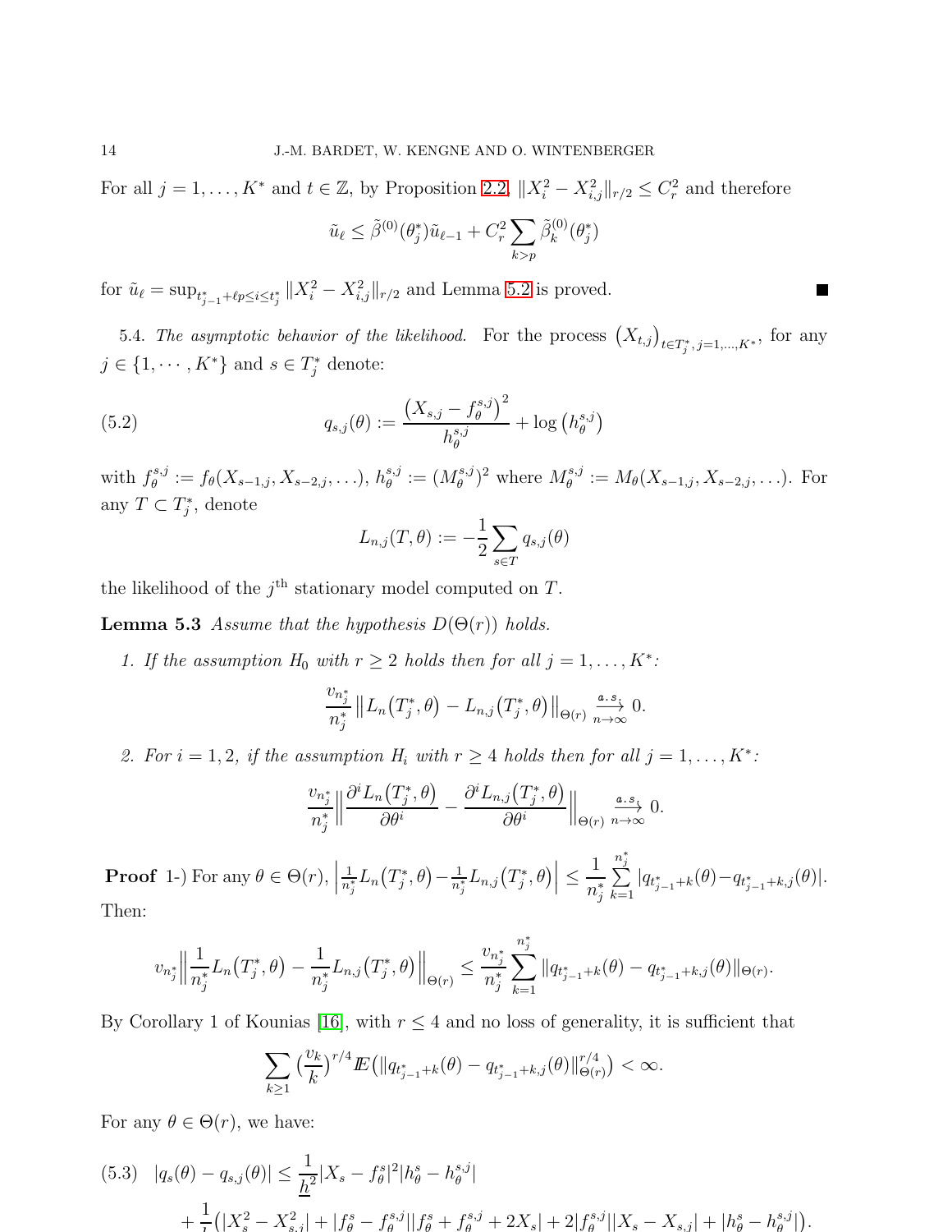For all $j = 1, \ldots, K^*$ and $t \in \mathbb{Z}$, by Proposition 2.2, $\|X_i^2 - X_{i,j}^2\|_{r/2} \leq C_r^2$ and therefore

$$\tilde{u}_\ell \leq \tilde{\beta}^{(0)}(\theta_j^*)\tilde{u}_{\ell-1} + C_r^2 \sum_{k>p} \tilde{\beta}_k^{(0)}(\theta_j^*)$$

for $\tilde{u}_\ell = \sup_{t_{j-1}^*+\ell p \leq i \leq t_j^*} \|X_i^2 - X_{i,j}^2\|_{r/2}$ and Lemma 5.2 is proved. ∎

5.4. *The asymptotic behavior of the likelihood.* For the process $\big(X_{t,j}\big)_{t \in T_j^*, j=1,\ldots,K^*}$, for any $j \in \{1, \cdots, K^*\}$ and $s \in T_j^*$ denote:

$$q_{s,j}(\theta) := \frac{\big(X_{s,j} - f_\theta^{s,j}\big)^2}{h_\theta^{s,j}} + \log\big(h_\theta^{s,j}\big) \tag{5.2}$$

with $f_\theta^{s,j} := f_\theta(X_{s-1,j}, X_{s-2,j}, \ldots)$, $h_\theta^{s,j} := (M_\theta^{s,j})^2$ where $M_\theta^{s,j} := M_\theta(X_{s-1,j}, X_{s-2,j}, \ldots)$. For any $T \subset T_j^*$, denote

$$L_{n,j}(T, \theta) := -\frac{1}{2} \sum_{s \in T} q_{s,j}(\theta)$$

the likelihood of the $j^{\text{th}}$ stationary model computed on $T$.

**Lemma 5.3** *Assume that the hypothesis $D(\Theta(r))$ holds.*

1. *If the assumption $H_0$ with $r \geq 2$ holds then for all $j = 1, \ldots, K^*$:*

$$\frac{v_{n_j^*}}{n_j^*} \big\| L_n\big(T_j^*, \theta\big) - L_{n,j}\big(T_j^*, \theta\big) \big\|_{\Theta(r)} \xrightarrow[n \to \infty]{a.s.} 0.$$

2. *For $i = 1, 2$, if the assumption $H_i$ with $r \geq 4$ holds then for all $j = 1, \ldots, K^*$:*

$$\frac{v_{n_j^*}}{n_j^*} \Big\| \frac{\partial^i L_n\big(T_j^*, \theta\big)}{\partial \theta^i} - \frac{\partial^i L_{n,j}\big(T_j^*, \theta\big)}{\partial \theta^i} \Big\|_{\Theta(r)} \xrightarrow[n \to \infty]{a.s.} 0.$$

**Proof** 1-) For any $\theta \in \Theta(r)$, $\Big| \frac{1}{n_j^*} L_n\big(T_j^*, \theta\big) - \frac{1}{n_j^*} L_{n,j}\big(T_j^*, \theta\big) \Big| \leq \frac{1}{n_j^*} \sum_{k=1}^{n_j^*} |q_{t_{j-1}^*+k}(\theta) - q_{t_{j-1}^*+k,j}(\theta)|$. Then:

$$v_{n_j^*} \Big\| \frac{1}{n_j^*} L_n\big(T_j^*, \theta\big) - \frac{1}{n_j^*} L_{n,j}\big(T_j^*, \theta\big) \Big\|_{\Theta(r)} \leq \frac{v_{n_j^*}}{n_j^*} \sum_{k=1}^{n_j^*} \|q_{t_{j-1}^*+k}(\theta) - q_{t_{j-1}^*+k,j}(\theta)\|_{\Theta(r)}.$$

By Corollary 1 of Kounias [16], with $r \leq 4$ and no loss of generality, it is sufficient that

$$\sum_{k \geq 1} \big(\frac{v_k}{k}\big)^{r/4} \mathbb{E}\big(\|q_{t_{j-1}^*+k}(\theta) - q_{t_{j-1}^*+k,j}(\theta)\|_{\Theta(r)}^{r/4}\big) < \infty.$$

For any $\theta \in \Theta(r)$, we have:

$$\begin{aligned}
(5.3) \quad |q_s(\theta) - q_{s,j}(\theta)| &\leq \frac{1}{\underline{h}^2} |X_s - f_\theta^s|^2 |h_\theta^s - h_\theta^{s,j}| \\
&\quad + \frac{1}{\underline{h}}\big(|X_s^2 - X_{s,j}^2| + |f_\theta^s - f_\theta^{s,j}||f_\theta^s + f_\theta^{s,j} + 2X_s| + 2|f_\theta^{s,j}||X_s - X_{s,j}| + |h_\theta^s - h_\theta^{s,j}|\big).
\end{aligned}$$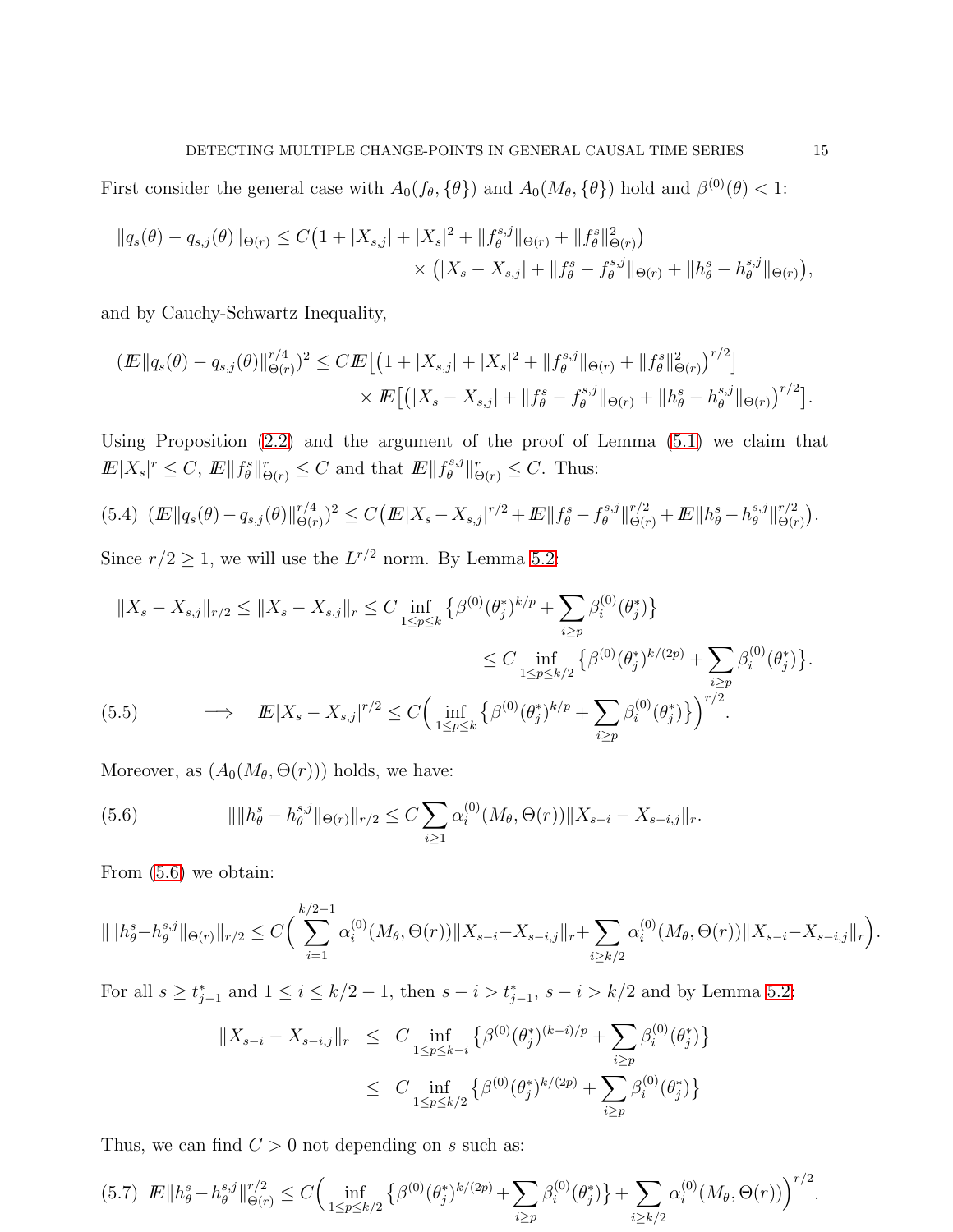First consider the general case with $A_0(f_\theta, \{\theta\})$ and $A_0(M_\theta, \{\theta\})$ hold and $\beta^{(0)}(\theta) < 1$:

$$
\begin{aligned}
\|q_s(\theta) - q_{s,j}(\theta)\|_{\Theta(r)} \leq C\big(1 + |X_{s,j}| + |X_s|^2 + \|f_\theta^{s,j}\|_{\Theta(r)} + \|f_\theta^s\|^2_{\Theta(r)}\big) \\
\times \big(|X_s - X_{s,j}| + \|f_\theta^s - f_\theta^{s,j}\|_{\Theta(r)} + \|h_\theta^s - h_\theta^{s,j}\|_{\Theta(r)}\big),
\end{aligned}
$$

and by Cauchy-Schwartz Inequality,

$$
\begin{aligned}
(\mathbb{E}\|q_s(\theta) - q_{s,j}(\theta)\|^{r/4}_{\Theta(r)})^2 \leq C\mathbb{E}\big[\big(1 + |X_{s,j}| + |X_s|^2 + \|f_\theta^{s,j}\|_{\Theta(r)} + \|f_\theta^s\|^2_{\Theta(r)}\big)^{r/2}\big] \\
\times \mathbb{E}\big[\big(|X_s - X_{s,j}| + \|f_\theta^s - f_\theta^{s,j}\|_{\Theta(r)} + \|h_\theta^s - h_\theta^{s,j}\|_{\Theta(r)}\big)^{r/2}\big].
\end{aligned}
$$

Using Proposition (2.2) and the argument of the proof of Lemma (5.1) we claim that $\mathbb{E}|X_s|^r \leq C$, $\mathbb{E}\|f_\theta^s\|^r_{\Theta(r)} \leq C$ and that $\mathbb{E}\|f_\theta^{s,j}\|^r_{\Theta(r)} \leq C$. Thus:

$$
(5.4)\quad (\mathbb{E}\|q_s(\theta) - q_{s,j}(\theta)\|^{r/4}_{\Theta(r)})^2 \leq C\big(\mathbb{E}|X_s - X_{s,j}|^{r/2} + \mathbb{E}\|f_\theta^s - f_\theta^{s,j}\|^{r/2}_{\Theta(r)} + \mathbb{E}\|h_\theta^s - h_\theta^{s,j}\|^{r/2}_{\Theta(r)}\big).
$$

Since $r/2 \geq 1$, we will use the $L^{r/2}$ norm. By Lemma 5.2:

$$
\begin{aligned}
\|X_s - X_{s,j}\|_{r/2} \leq \|X_s - X_{s,j}\|_r &\leq C \inf_{1\leq p\leq k}\big\{\beta^{(0)}(\theta_j^*)^{k/p} + \sum_{i\geq p}\beta_i^{(0)}(\theta_j^*)\big\} \\
&\leq C \inf_{1\leq p\leq k/2}\big\{\beta^{(0)}(\theta_j^*)^{k/(2p)} + \sum_{i\geq p}\beta_i^{(0)}(\theta_j^*)\big\}.
\end{aligned}
$$

$$
(5.5)\qquad \Longrightarrow \quad \mathbb{E}|X_s - X_{s,j}|^{r/2} \leq C\Big(\inf_{1\leq p\leq k}\big\{\beta^{(0)}(\theta_j^*)^{k/p} + \sum_{i\geq p}\beta_i^{(0)}(\theta_j^*)\big\}\Big)^{r/2}.
$$

Moreover, as $(A_0(M_\theta, \Theta(r)))$ holds, we have:

$$
(5.6)\qquad \|\|h_\theta^s - h_\theta^{s,j}\|_{\Theta(r)}\|_{r/2} \leq C\sum_{i\geq 1}\alpha_i^{(0)}(M_\theta, \Theta(r))\|X_{s-i} - X_{s-i,j}\|_r.
$$

From (5.6) we obtain:

$$
\|\|h_\theta^s - h_\theta^{s,j}\|_{\Theta(r)}\|_{r/2} \leq C\Big(\sum_{i=1}^{k/2-1}\alpha_i^{(0)}(M_\theta, \Theta(r))\|X_{s-i} - X_{s-i,j}\|_r + \sum_{i\geq k/2}\alpha_i^{(0)}(M_\theta, \Theta(r))\|X_{s-i} - X_{s-i,j}\|_r\Big).
$$

For all $s \geq t_{j-1}^*$ and $1 \leq i \leq k/2 - 1$, then $s - i > t_{j-1}^*$, $s - i > k/2$ and by Lemma 5.2:

$$
\begin{aligned}
\|X_{s-i} - X_{s-i,j}\|_r &\leq C \inf_{1\leq p\leq k-i}\big\{\beta^{(0)}(\theta_j^*)^{(k-i)/p} + \sum_{i\geq p}\beta_i^{(0)}(\theta_j^*)\big\} \\
&\leq C \inf_{1\leq p\leq k/2}\big\{\beta^{(0)}(\theta_j^*)^{k/(2p)} + \sum_{i\geq p}\beta_i^{(0)}(\theta_j^*)\big\}
\end{aligned}
$$

Thus, we can find $C > 0$ not depending on $s$ such as:

$$
(5.7)\quad \mathbb{E}\|h_\theta^s - h_\theta^{s,j}\|^{r/2}_{\Theta(r)} \leq C\Big(\inf_{1\leq p\leq k/2}\big\{\beta^{(0)}(\theta_j^*)^{k/(2p)} + \sum_{i\geq p}\beta_i^{(0)}(\theta_j^*)\big\} + \sum_{i\geq k/2}\alpha_i^{(0)}(M_\theta, \Theta(r))\Big)^{r/2}.
$$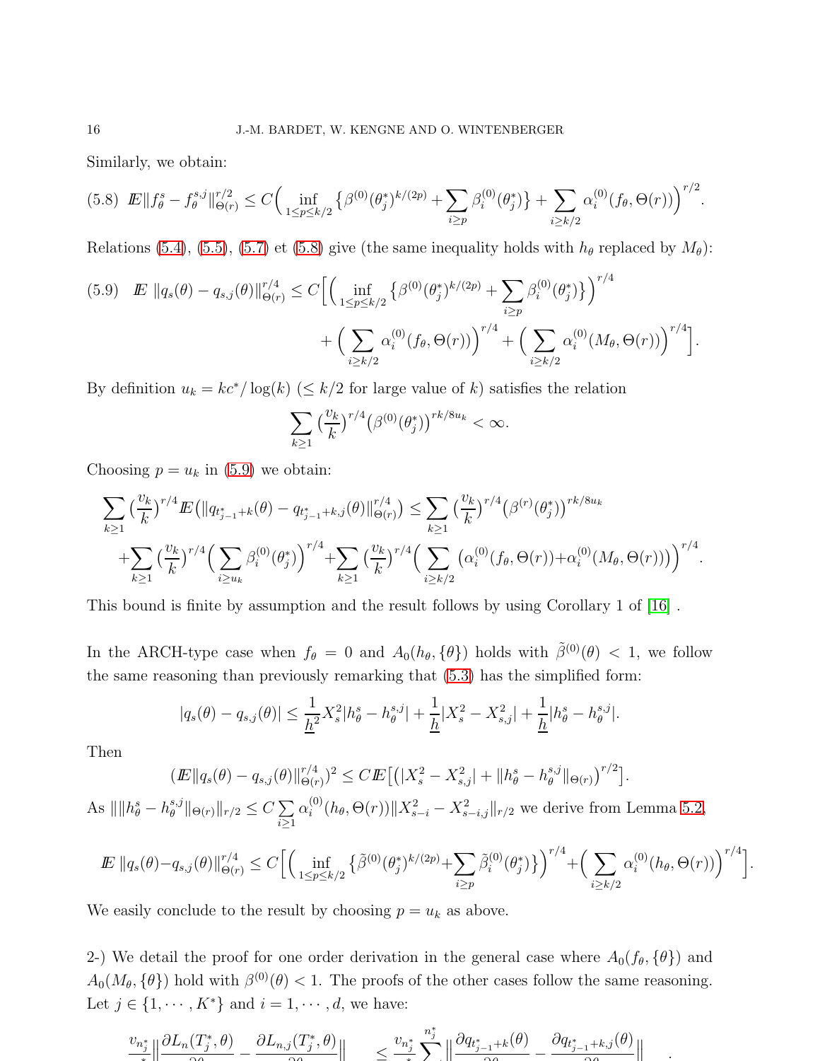Similarly, we obtain:

$$
(5.8)\quad I\!E\|f_\theta^s - f_\theta^{s,j}\|_{\Theta(r)}^{r/2} \le C\Big( \inf_{1\le p\le k/2} \big\{ \beta^{(0)}(\theta_j^*)^{k/(2p)} + \sum_{i\ge p} \beta_i^{(0)}(\theta_j^*) \big\} + \sum_{i\ge k/2} \alpha_i^{(0)}(f_\theta, \Theta(r)) \Big)^{r/2}.
$$

Relations (5.4), (5.5), (5.7) et (5.8) give (the same inequality holds with $h_\theta$ replaced by $M_\theta$):

$$
(5.9)\quad I\!E\,\|q_s(\theta) - q_{s,j}(\theta)\|_{\Theta(r)}^{r/4} \le C\Big[ \Big( \inf_{1\le p\le k/2} \big\{ \beta^{(0)}(\theta_j^*)^{k/(2p)} + \sum_{i\ge p} \beta_i^{(0)}(\theta_j^*) \big\} \Big)^{r/4} + \Big( \sum_{i\ge k/2} \alpha_i^{(0)}(f_\theta, \Theta(r)) \Big)^{r/4} + \Big( \sum_{i\ge k/2} \alpha_i^{(0)}(M_\theta, \Theta(r)) \Big)^{r/4} \Big].
$$

By definition $u_k = kc^*/\log(k)$ ($\le k/2$ for large value of $k$) satisfies the relation

$$
\sum_{k\ge1} \Big(\frac{v_k}{k}\Big)^{r/4} \big(\beta^{(0)}(\theta_j^*)\big)^{rk/8u_k} < \infty.
$$

Choosing $p = u_k$ in (5.9) we obtain:

$$
\sum_{k\ge1} \Big(\frac{v_k}{k}\Big)^{r/4} I\!E\big(\|q_{t_{j-1}^*+k}(\theta) - q_{t_{j-1}^*+k,j}(\theta)\|_{\Theta(r)}^{r/4}\big) \le \sum_{k\ge1} \Big(\frac{v_k}{k}\Big)^{r/4} \big(\beta^{(r)}(\theta_j^*)\big)^{rk/8u_k}
+ \sum_{k\ge1} \Big(\frac{v_k}{k}\Big)^{r/4} \Big( \sum_{i\ge u_k} \beta_i^{(0)}(\theta_j^*) \Big)^{r/4} + \sum_{k\ge1} \Big(\frac{v_k}{k}\Big)^{r/4} \Big( \sum_{i\ge k/2} \big( \alpha_i^{(0)}(f_\theta, \Theta(r)) + \alpha_i^{(0)}(M_\theta, \Theta(r)) \big) \Big)^{r/4}.
$$

This bound is finite by assumption and the result follows by using Corollary 1 of [16] .

In the ARCH-type case when $f_\theta = 0$ and $A_0(h_\theta, \{\theta\})$ holds with $\tilde\beta^{(0)}(\theta) < 1$, we follow the same reasoning than previously remarking that (5.3) has the simplified form:

$$
|q_s(\theta) - q_{s,j}(\theta)| \le \frac{1}{\underline{h}^2} X_s^2 |h_\theta^s - h_\theta^{s,j}| + \frac{1}{\underline{h}} |X_s^2 - X_{s,j}^2| + \frac{1}{\underline{h}} |h_\theta^s - h_\theta^{s,j}|.
$$

Then

$$
\big(I\!E\|q_s(\theta) - q_{s,j}(\theta)\|_{\Theta(r)}^{r/4}\big)^2 \le C I\!E\big[ \big( |X_s^2 - X_{s,j}^2| + \|h_\theta^s - h_\theta^{s,j}\|_{\Theta(r)} \big)^{r/2} \big].
$$

As $\|\|h_\theta^s - h_\theta^{s,j}\|_{\Theta(r)}\|_{r/2} \le C \sum_{i\ge1} \alpha_i^{(0)}(h_\theta, \Theta(r)) \|X_{s-i}^2 - X_{s-i,j}^2\|_{r/2}$ we derive from Lemma 5.2,

$$
I\!E\,\|q_s(\theta) - q_{s,j}(\theta)\|_{\Theta(r)}^{r/4} \le C\Big[ \Big( \inf_{1\le p\le k/2} \big\{ \tilde\beta^{(0)}(\theta_j^*)^{k/(2p)} + \sum_{i\ge p} \tilde\beta_i^{(0)}(\theta_j^*) \big\} \Big)^{r/4} + \Big( \sum_{i\ge k/2} \alpha_i^{(0)}(h_\theta, \Theta(r)) \Big)^{r/4} \Big].
$$

We easily conclude to the result by choosing $p = u_k$ as above.

2-) We detail the proof for one order derivation in the general case where $A_0(f_\theta, \{\theta\})$ and $A_0(M_\theta, \{\theta\})$ hold with $\beta^{(0)}(\theta) < 1$. The proofs of the other cases follow the same reasoning. Let $j \in \{1, \cdots, K^*\}$ and $i = 1, \cdots, d$, we have:

$$
\frac{v_{n_j^*}}{n_j^*} \Big\| \frac{\partial L_n(T_j^*, \theta)}{\partial \theta_i} - \frac{\partial L_{n,j}(T_j^*, \theta)}{\partial \theta_i} \Big\|_{\Theta} \le \frac{v_{n_j^*}}{n_j^*} \sum_{k=1}^{n_j^*} \Big\| \frac{\partial q_{t_{j-1}^*+k}(\theta)}{\partial \theta_i} - \frac{\partial q_{t_{j-1}^*+k,j}(\theta)}{\partial \theta_i} \Big\|_{\Theta}.
$$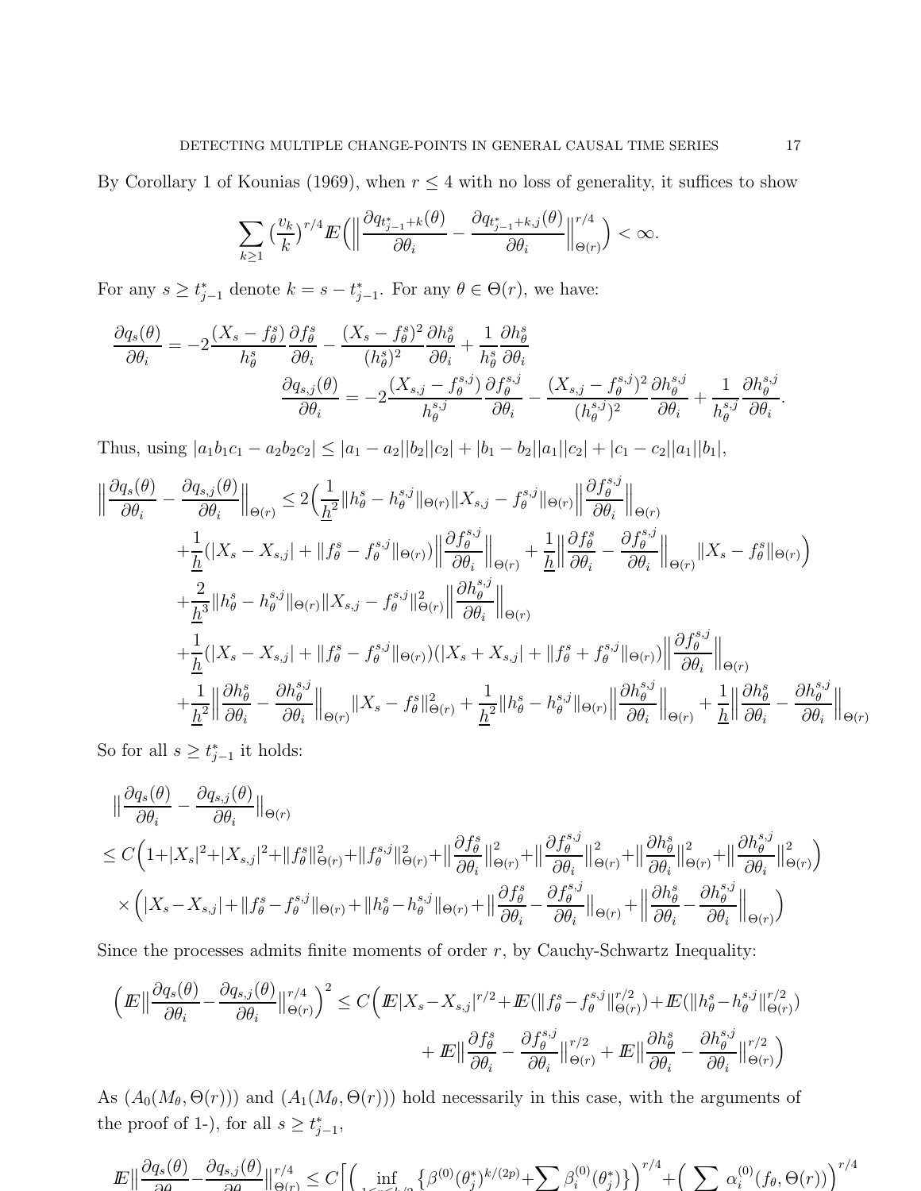By Corollary 1 of Kounias (1969), when $r \leq 4$ with no loss of generality, it suffices to show

$$\sum_{k\geq 1} \big(\frac{v_k}{k}\big)^{r/4} I\!E\Big(\Big\|\frac{\partial q_{t^*_{j-1}+k}(\theta)}{\partial \theta_i} - \frac{\partial q_{t^*_{j-1}+k,j}(\theta)}{\partial \theta_i}\Big\|^{r/4}_{\Theta(r)}\Big) < \infty.$$

For any $s \geq t^*_{j-1}$ denote $k = s - t^*_{j-1}$. For any $\theta \in \Theta(r)$, we have:

$$\frac{\partial q_s(\theta)}{\partial \theta_i} = -2\frac{(X_s - f^s_\theta)}{h^s_\theta}\frac{\partial f^s_\theta}{\partial \theta_i} - \frac{(X_s - f^s_\theta)^2}{(h^s_\theta)^2}\frac{\partial h^s_\theta}{\partial \theta_i} + \frac{1}{h^s_\theta}\frac{\partial h^s_\theta}{\partial \theta_i}$$

$$\frac{\partial q_{s,j}(\theta)}{\partial \theta_i} = -2\frac{(X_{s,j} - f^{s,j}_\theta)}{h^{s,j}_\theta}\frac{\partial f^{s,j}_\theta}{\partial \theta_i} - \frac{(X_{s,j} - f^{s,j}_\theta)^2}{(h^{s,j}_\theta)^2}\frac{\partial h^{s,j}_\theta}{\partial \theta_i} + \frac{1}{h^{s,j}_\theta}\frac{\partial h^{s,j}_\theta}{\partial \theta_i}.$$

Thus, using $|a_1 b_1 c_1 - a_2 b_2 c_2| \leq |a_1 - a_2||b_2||c_2| + |b_1 - b_2||a_1||c_2| + |c_1 - c_2||a_1||b_1|$,

$$\begin{aligned}
\Big\|\frac{\partial q_s(\theta)}{\partial \theta_i} - \frac{\partial q_{s,j}(\theta)}{\partial \theta_i}\Big\|_{\Theta(r)} &\leq 2\Big(\frac{1}{\underline{h}^2}\|h^s_\theta - h^{s,j}_\theta\|_{\Theta(r)}\|X_{s,j} - f^{s,j}_\theta\|_{\Theta(r)}\Big\|\frac{\partial f^{s,j}_\theta}{\partial \theta_i}\Big\|_{\Theta(r)} \\
&+\frac{1}{\underline{h}}(|X_s - X_{s,j}| + \|f^s_\theta - f^{s,j}_\theta\|_{\Theta(r)})\Big\|\frac{\partial f^{s,j}_\theta}{\partial \theta_i}\Big\|_{\Theta(r)} + \frac{1}{\underline{h}}\Big\|\frac{\partial f^s_\theta}{\partial \theta_i} - \frac{\partial f^{s,j}_\theta}{\partial \theta_i}\Big\|_{\Theta(r)}\|X_s - f^s_\theta\|_{\Theta(r)}\Big) \\
&+\frac{2}{\underline{h}^3}\|h^s_\theta - h^{s,j}_\theta\|_{\Theta(r)}\|X_{s,j} - f^{s,j}_\theta\|^2_{\Theta(r)}\Big\|\frac{\partial h^{s,j}_\theta}{\partial \theta_i}\Big\|_{\Theta(r)} \\
&+\frac{1}{\underline{h}}(|X_s - X_{s,j}| + \|f^s_\theta - f^{s,j}_\theta\|_{\Theta(r)})(|X_s + X_{s,j}| + \|f^s_\theta + f^{s,j}_\theta\|_{\Theta(r)})\Big\|\frac{\partial f^{s,j}_\theta}{\partial \theta_i}\Big\|_{\Theta(r)} \\
&+\frac{1}{\underline{h}^2}\Big\|\frac{\partial h^s_\theta}{\partial \theta_i} - \frac{\partial h^{s,j}_\theta}{\partial \theta_i}\Big\|_{\Theta(r)}\|X_s - f^s_\theta\|^2_{\Theta(r)} + \frac{1}{\underline{h}^2}\|h^s_\theta - h^{s,j}_\theta\|_{\Theta(r)}\Big\|\frac{\partial h^{s,j}_\theta}{\partial \theta_i}\Big\|_{\Theta(r)} + \frac{1}{\underline{h}}\Big\|\frac{\partial h^s_\theta}{\partial \theta_i} - \frac{\partial h^{s,j}_\theta}{\partial \theta_i}\Big\|_{\Theta(r)}
\end{aligned}$$

So for all $s \geq t^*_{j-1}$ it holds:

$$\begin{aligned}
&\Big\|\frac{\partial q_s(\theta)}{\partial \theta_i} - \frac{\partial q_{s,j}(\theta)}{\partial \theta_i}\Big\|_{\Theta(r)} \\
&\leq C\Big(1+|X_s|^2+|X_{s,j}|^2+\|f^s_\theta\|^2_{\Theta(r)}+\|f^{s,j}_\theta\|^2_{\Theta(r)}+\Big\|\frac{\partial f^s_\theta}{\partial \theta_i}\Big\|^2_{\Theta(r)}+\Big\|\frac{\partial f^{s,j}_\theta}{\partial \theta_i}\Big\|^2_{\Theta(r)}+\Big\|\frac{\partial h^s_\theta}{\partial \theta_i}\Big\|^2_{\Theta(r)}+\Big\|\frac{\partial h^{s,j}_\theta}{\partial \theta_i}\Big\|^2_{\Theta(r)}\Big) \\
&\quad\times\Big(|X_s - X_{s,j}| + \|f^s_\theta - f^{s,j}_\theta\|_{\Theta(r)} + \|h^s_\theta - h^{s,j}_\theta\|_{\Theta(r)} + \Big\|\frac{\partial f^s_\theta}{\partial \theta_i} - \frac{\partial f^{s,j}_\theta}{\partial \theta_i}\Big\|_{\Theta(r)} + \Big\|\frac{\partial h^s_\theta}{\partial \theta_i} - \frac{\partial h^{s,j}_\theta}{\partial \theta_i}\Big\|_{\Theta(r)}\Big)
\end{aligned}$$

Since the processes admits finite moments of order $r$, by Cauchy-Schwartz Inequality:

$$\begin{aligned}
\Big(I\!E\Big\|\frac{\partial q_s(\theta)}{\partial \theta_i} - \frac{\partial q_{s,j}(\theta)}{\partial \theta_i}\Big\|^{r/4}_{\Theta(r)}\Big)^2 &\leq C\Big(I\!E|X_s - X_{s,j}|^{r/2} + I\!E(\|f^s_\theta - f^{s,j}_\theta\|^{r/2}_{\Theta(r)}) + I\!E(\|h^s_\theta - h^{s,j}_\theta\|^{r/2}_{\Theta(r)}) \\
&\quad + I\!E\Big\|\frac{\partial f^s_\theta}{\partial \theta_i} - \frac{\partial f^{s,j}_\theta}{\partial \theta_i}\Big\|^{r/2}_{\Theta(r)} + I\!E\Big\|\frac{\partial h^s_\theta}{\partial \theta_i} - \frac{\partial h^{s,j}_\theta}{\partial \theta_i}\Big\|^{r/2}_{\Theta(r)}\Big)
\end{aligned}$$

As $(A_0(M_\theta, \Theta(r)))$ and $(A_1(M_\theta, \Theta(r)))$ hold necessarily in this case, with the arguments of the proof of 1-), for all $s \geq t^*_{j-1}$,

$$I\!E\Big\|\frac{\partial q_s(\theta)}{\partial \theta_i} - \frac{\partial q_{s,j}(\theta)}{\partial \theta_i}\Big\|^{r/4}_{\Theta(r)} \leq C\Big[\Big(\inf_{1\leq p\leq k/2}\big\{\beta^{(0)}(\theta^*_j)^{k/(2p)} + \sum \beta^{(0)}_i(\theta^*_j)\big\}\Big)^{r/4} + \Big(\sum \alpha^{(0)}_i(f_\theta, \Theta(r))\Big)^{r/4}$$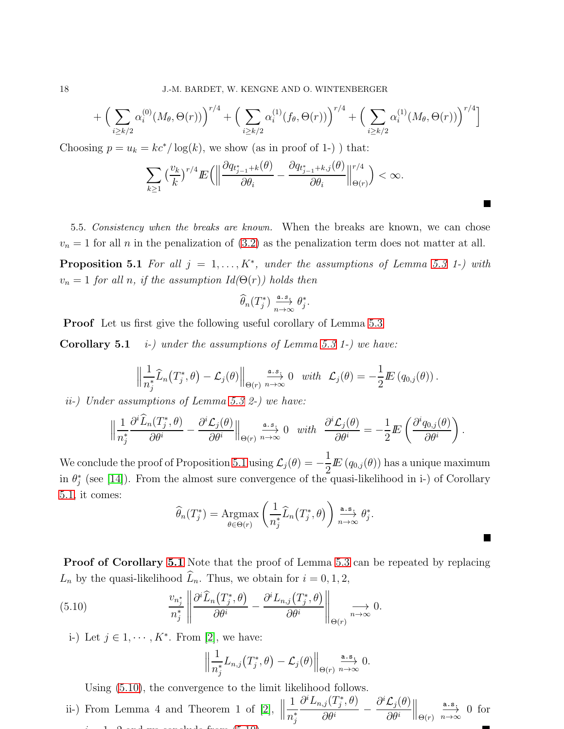$$+\Big(\sum_{i\geq k/2}\alpha_i^{(0)}(M_\theta,\Theta(r))\Big)^{r/4}+\Big(\sum_{i\geq k/2}\alpha_i^{(1)}(f_\theta,\Theta(r))\Big)^{r/4}+\Big(\sum_{i\geq k/2}\alpha_i^{(1)}(M_\theta,\Theta(r))\Big)^{r/4}\Big]$$

Choosing $p = u_k = kc^*/\log(k)$, we show (as in proof of 1-) ) that:

$$\sum_{k\geq 1}\big(\frac{v_k}{k}\big)^{r/4}\mathbb{E}\Big(\Big\|\frac{\partial q_{t^*_{j-1}+k}(\theta)}{\partial\theta_i}-\frac{\partial q_{t^*_{j-1}+k,j}(\theta)}{\partial\theta_i}\Big\|^{r/4}_{\Theta(r)}\Big)<\infty.$$

∎

5.5. *Consistency when the breaks are known.* When the breaks are known, we can chose $v_n = 1$ for all $n$ in the penalization of (3.2) as the penalization term does not matter at all.

**Proposition 5.1** *For all $j = 1,\dots,K^*$, under the assumptions of Lemma 5.3 1-) with $v_n = 1$ for all $n$, if the assumption Id($\Theta(r)$) holds then*

$$\widehat{\theta}_n(T^*_j)\xrightarrow[n\to\infty]{a.s.}\theta^*_j.$$

**Proof** Let us first give the following useful corollary of Lemma 5.3

**Corollary 5.1** *i-) under the assumptions of Lemma 5.3 1-) we have:*

$$\Big\|\frac{1}{n^*_j}\widehat{L}_n(T^*_j,\theta)-\mathcal{L}_j(\theta)\Big\|_{\Theta(r)}\xrightarrow[n\to\infty]{a.s.}0\quad\text{with}\quad\mathcal{L}_j(\theta)=-\frac{1}{2}\mathbb{E}\left(q_{0,j}(\theta)\right).$$

*ii-) Under assumptions of Lemma 5.3 2-) we have:*

$$\Big\|\frac{1}{n^*_j}\frac{\partial^i\widehat{L}_n(T^*_j,\theta)}{\partial\theta^i}-\frac{\partial^i\mathcal{L}_j(\theta)}{\partial\theta^i}\Big\|_{\Theta(r)}\xrightarrow[n\to\infty]{a.s.}0\quad\text{with}\quad\frac{\partial^i\mathcal{L}_j(\theta)}{\partial\theta^i}=-\frac{1}{2}\mathbb{E}\left(\frac{\partial^i q_{0,j}(\theta)}{\partial\theta^i}\right).$$

We conclude the proof of Proposition 5.1 using $\mathcal{L}_j(\theta)=-\frac{1}{2}\mathbb{E}\left(q_{0,j}(\theta)\right)$ has a unique maximum in $\theta^*_j$ (see [14]). From the almost sure convergence of the quasi-likelihood in i-) of Corollary 5.1, it comes:

$$\widehat{\theta}_n(T^*_j)=\underset{\theta\in\Theta(r)}{\text{Argmax}}\left(\frac{1}{n^*_j}\widehat{L}_n(T^*_j,\theta)\right)\xrightarrow[n\to\infty]{a.s.}\theta^*_j.$$

∎

**Proof of Corollary 5.1** Note that the proof of Lemma 5.3 can be repeated by replacing $L_n$ by the quasi-likelihood $\widehat{L}_n$. Thus, we obtain for $i = 0, 1, 2$,

$$\frac{v_{n^*_j}}{n^*_j}\left\|\frac{\partial^i\widehat{L}_n(T^*_j,\theta)}{\partial\theta^i}-\frac{\partial^i L_{n,j}(T^*_j,\theta)}{\partial\theta^i}\right\|_{\Theta(r)}\xrightarrow[n\to\infty]{}0.\tag{5.10}$$

i-) Let $j\in 1,\cdots,K^*$. From [2], we have:

$$\Big\|\frac{1}{n^*_j}L_{n,j}(T^*_j,\theta)-\mathcal{L}_j(\theta)\Big\|_{\Theta(r)}\xrightarrow[n\to\infty]{a.s.}0.$$

Using (5.10), the convergence to the limit likelihood follows.

ii-) From Lemma 4 and Theorem 1 of [2], $\Big\|\frac{1}{n^*_j}\frac{\partial^i L_{n,j}(T^*_j,\theta)}{\partial\theta^i}-\frac{\partial^i\mathcal{L}_j(\theta)}{\partial\theta^i}\Big\|_{\Theta(r)}\xrightarrow[n\to\infty]{a.s.}0$ for $i = 1, 2$ and we conclude from (5.10).

∎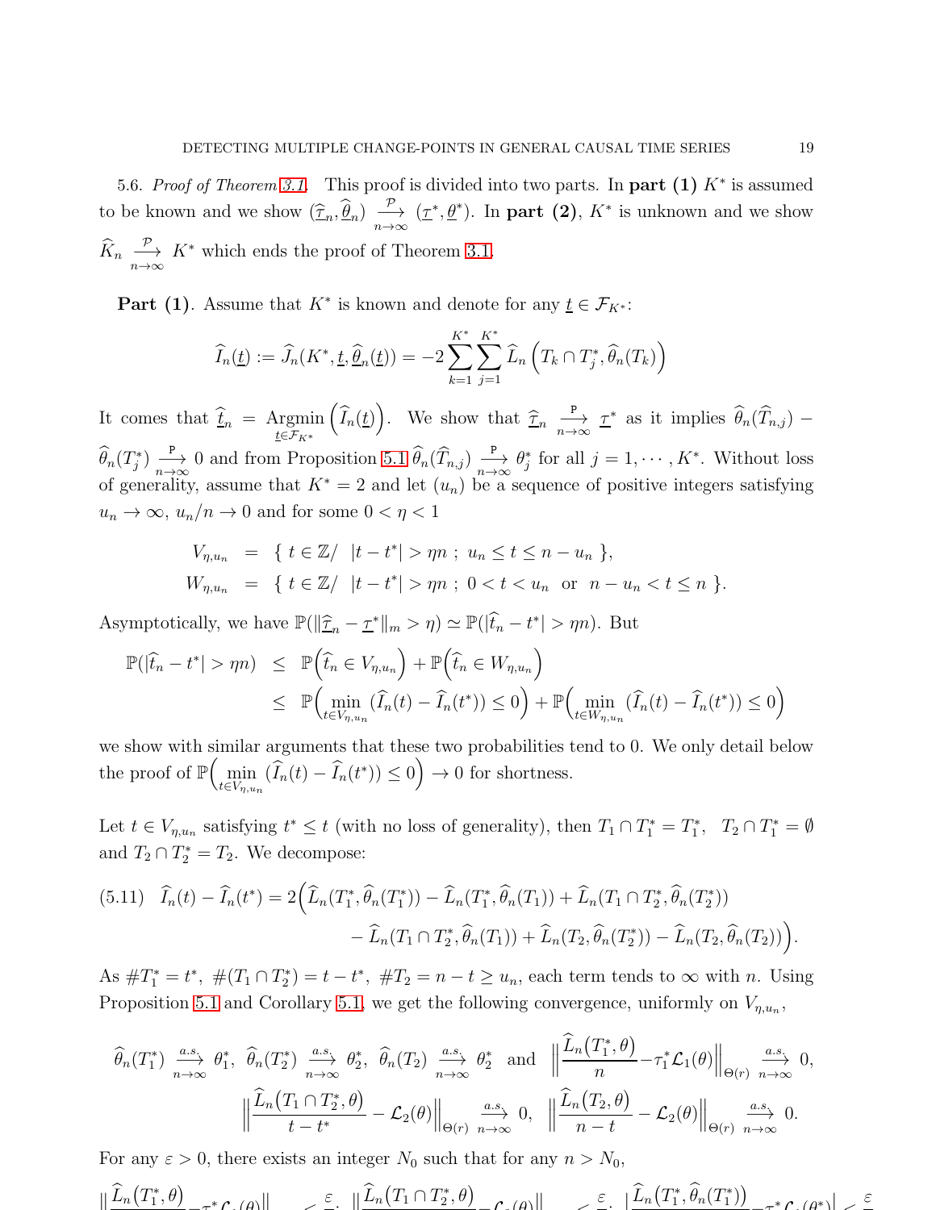5.6. *Proof of Theorem 3.1.* This proof is divided into two parts. In **part (1)** $K^*$ is assumed to be known and we show $(\widehat{\underline{\tau}}_n, \widehat{\underline{\theta}}_n) \xrightarrow[n\to\infty]{\mathcal{P}} (\underline{\tau}^*, \underline{\theta}^*)$. In **part (2)**, $K^*$ is unknown and we show $\widehat{K}_n \xrightarrow[n\to\infty]{\mathcal{P}} K^*$ which ends the proof of Theorem 3.1.

**Part (1)**. Assume that $K^*$ is known and denote for any $\underline{t} \in \mathcal{F}_{K^*}$:

$$\widehat{I}_n(\underline{t}) := \widehat{J}_n(K^*, \underline{t}, \widehat{\underline{\theta}}_n(\underline{t})) = -2 \sum_{k=1}^{K^*} \sum_{j=1}^{K^*} \widehat{L}_n\Big(T_k \cap T_j^*, \widehat{\theta}_n(T_k)\Big)$$

It comes that $\widehat{\underline{t}}_n = \underset{\underline{t}\in\mathcal{F}_{K^*}}{\text{Argmin}}\Big(\widehat{I}_n(\underline{t})\Big)$. We show that $\widehat{\underline{\tau}}_n \xrightarrow[n\to\infty]{\mathrm{P}} \underline{\tau}^*$ as it implies $\widehat{\theta}_n(\widehat{T}_{n,j}) - \widehat{\theta}_n(T_j^*) \xrightarrow[n\to\infty]{\mathrm{P}} 0$ and from Proposition 5.1 $\widehat{\theta}_n(\widehat{T}_{n,j}) \xrightarrow[n\to\infty]{\mathrm{P}} \theta_j^*$ for all $j = 1, \cdots, K^*$. Without loss of generality, assume that $K^* = 2$ and let $(u_n)$ be a sequence of positive integers satisfying $u_n \to \infty$, $u_n/n \to 0$ and for some $0 < \eta < 1$

$$\begin{aligned}
V_{\eta,u_n} &= \{\ t \in \mathbb{Z}/\ \ |t - t^*| > \eta n\ ;\ u_n \le t \le n - u_n\ \},\\
W_{\eta,u_n} &= \{\ t \in \mathbb{Z}/\ \ |t - t^*| > \eta n\ ;\ 0 < t < u_n\ \text{ or }\ n - u_n < t \le n\ \}.
\end{aligned}$$

Asymptotically, we have $\mathbb{P}(\|\widehat{\underline{\tau}}_n - \underline{\tau}^*\|_m > \eta) \simeq \mathbb{P}(|\widehat{t}_n - t^*| > \eta n)$. But

$$\begin{aligned}
\mathbb{P}(|\widehat{t}_n - t^*| > \eta n) &\le \mathbb{P}\Big(\widehat{t}_n \in V_{\eta,u_n}\Big) + \mathbb{P}\Big(\widehat{t}_n \in W_{\eta,u_n}\Big)\\
&\le \mathbb{P}\Big(\min_{t\in V_{\eta,u_n}} (\widehat{I}_n(t) - \widehat{I}_n(t^*)) \le 0\Big) + \mathbb{P}\Big(\min_{t\in W_{\eta,u_n}} (\widehat{I}_n(t) - \widehat{I}_n(t^*)) \le 0\Big)
\end{aligned}$$

we show with similar arguments that these two probabilities tend to 0. We only detail below the proof of $\mathbb{P}\Big(\min_{t\in V_{\eta,u_n}} (\widehat{I}_n(t) - \widehat{I}_n(t^*)) \le 0\Big) \to 0$ for shortness.

Let $t \in V_{\eta,u_n}$ satisfying $t^* \le t$ (with no loss of generality), then $T_1 \cap T_1^* = T_1^*$, $T_2 \cap T_1^* = \emptyset$ and $T_2 \cap T_2^* = T_2$. We decompose:

$$\begin{aligned}
\text{(5.11)}\quad \widehat{I}_n(t) - \widehat{I}_n(t^*) = 2\Big(&\widehat{L}_n(T_1^*, \widehat{\theta}_n(T_1^*)) - \widehat{L}_n(T_1^*, \widehat{\theta}_n(T_1)) + \widehat{L}_n(T_1 \cap T_2^*, \widehat{\theta}_n(T_2^*))\\
&- \widehat{L}_n(T_1 \cap T_2^*, \widehat{\theta}_n(T_1)) + \widehat{L}_n(T_2, \widehat{\theta}_n(T_2^*)) - \widehat{L}_n(T_2, \widehat{\theta}_n(T_2))\Big).
\end{aligned}$$

As $\#T_1^* = t^*$, $\#(T_1 \cap T_2^*) = t - t^*$, $\#T_2 = n - t \ge u_n$, each term tends to $\infty$ with $n$. Using Proposition 5.1 and Corollary 5.1, we get the following convergence, uniformly on $V_{\eta,u_n}$,

$$\widehat{\theta}_n(T_1^*) \xrightarrow[n\to\infty]{a.s.} \theta_1^*,\ \ \widehat{\theta}_n(T_2^*) \xrightarrow[n\to\infty]{a.s.} \theta_2^*,\ \ \widehat{\theta}_n(T_2) \xrightarrow[n\to\infty]{a.s.} \theta_2^* \ \text{ and }\ \Big\|\frac{\widehat{L}_n(T_1^*, \theta)}{n} - \tau_1^* \mathcal{L}_1(\theta)\Big\|_{\Theta(r)} \xrightarrow[n\to\infty]{a.s.} 0,$$

$$\Big\|\frac{\widehat{L}_n(T_1 \cap T_2^*, \theta)}{t - t^*} - \mathcal{L}_2(\theta)\Big\|_{\Theta(r)} \xrightarrow[n\to\infty]{a.s.} 0,\quad \Big\|\frac{\widehat{L}_n(T_2, \theta)}{n - t} - \mathcal{L}_2(\theta)\Big\|_{\Theta(r)} \xrightarrow[n\to\infty]{a.s.} 0.$$

For any $\varepsilon > 0$, there exists an integer $N_0$ such that for any $n > N_0$,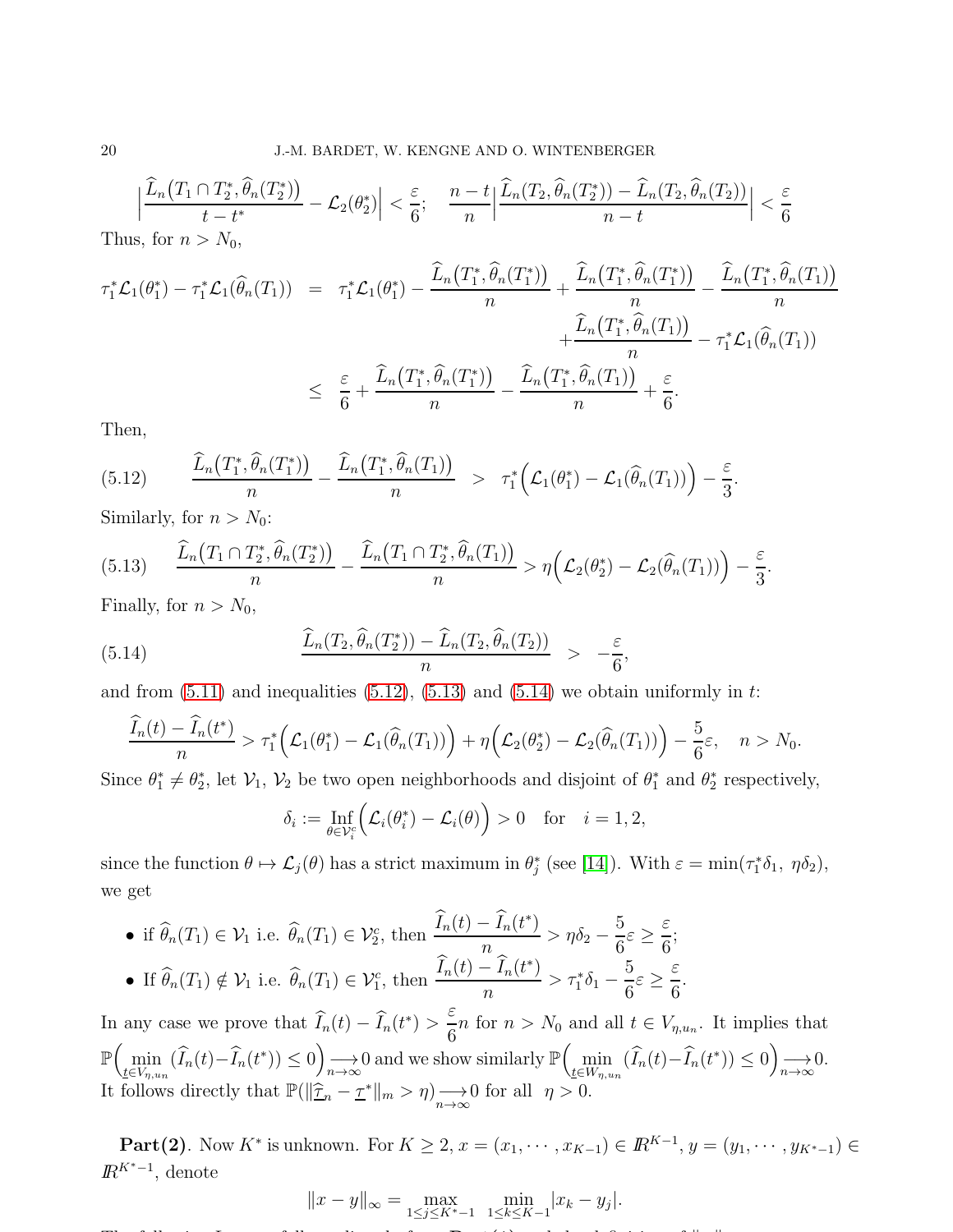$$\Big|\frac{\widehat{L}_n\big(T_1\cap T_2^*,\widehat{\theta}_n(T_2^*)\big)}{t-t^*}-\mathcal{L}_2(\theta_2^*)\Big|<\frac{\varepsilon}{6};\quad \frac{n-t}{n}\Big|\frac{\widehat{L}_n(T_2,\widehat{\theta}_n(T_2^*))-\widehat{L}_n(T_2,\widehat{\theta}_n(T_2))}{n-t}\Big|<\frac{\varepsilon}{6}$$

Thus, for $n>N_0$,

$$\begin{aligned}
\tau_1^*\mathcal{L}_1(\theta_1^*)-\tau_1^*\mathcal{L}_1(\widehat{\theta}_n(T_1)) &= \tau_1^*\mathcal{L}_1(\theta_1^*)-\frac{\widehat{L}_n\big(T_1^*,\widehat{\theta}_n(T_1^*)\big)}{n}+\frac{\widehat{L}_n\big(T_1^*,\widehat{\theta}_n(T_1^*)\big)}{n}-\frac{\widehat{L}_n\big(T_1^*,\widehat{\theta}_n(T_1)\big)}{n}\\
&\quad+\frac{\widehat{L}_n\big(T_1^*,\widehat{\theta}_n(T_1)\big)}{n}-\tau_1^*\mathcal{L}_1(\widehat{\theta}_n(T_1))\\
&\le \frac{\varepsilon}{6}+\frac{\widehat{L}_n\big(T_1^*,\widehat{\theta}_n(T_1^*)\big)}{n}-\frac{\widehat{L}_n\big(T_1^*,\widehat{\theta}_n(T_1)\big)}{n}+\frac{\varepsilon}{6}.
\end{aligned}$$

Then,

$$\frac{\widehat{L}_n\big(T_1^*,\widehat{\theta}_n(T_1^*)\big)}{n}-\frac{\widehat{L}_n\big(T_1^*,\widehat{\theta}_n(T_1)\big)}{n} > \tau_1^*\Big(\mathcal{L}_1(\theta_1^*)-\mathcal{L}_1(\widehat{\theta}_n(T_1))\Big)-\frac{\varepsilon}{3}. \tag{5.12}$$

Similarly, for $n>N_0$:

$$\frac{\widehat{L}_n\big(T_1\cap T_2^*,\widehat{\theta}_n(T_2^*)\big)}{n}-\frac{\widehat{L}_n\big(T_1\cap T_2^*,\widehat{\theta}_n(T_1)\big)}{n}>\eta\Big(\mathcal{L}_2(\theta_2^*)-\mathcal{L}_2(\widehat{\theta}_n(T_1))\Big)-\frac{\varepsilon}{3}. \tag{5.13}$$

Finally, for $n>N_0$,

$$\frac{\widehat{L}_n(T_2,\widehat{\theta}_n(T_2^*))-\widehat{L}_n(T_2,\widehat{\theta}_n(T_2))}{n} > -\frac{\varepsilon}{6}, \tag{5.14}$$

and from (5.11) and inequalities (5.12), (5.13) and (5.14) we obtain uniformly in $t$:

$$\frac{\widehat{I}_n(t)-\widehat{I}_n(t^*)}{n}>\tau_1^*\Big(\mathcal{L}_1(\theta_1^*)-\mathcal{L}_1(\widehat{\theta}_n(T_1))\Big)+\eta\Big(\mathcal{L}_2(\theta_2^*)-\mathcal{L}_2(\widehat{\theta}_n(T_1))\Big)-\frac{5}{6}\varepsilon,\quad n>N_0.$$

Since $\theta_1^*\neq\theta_2^*$, let $\mathcal{V}_1$, $\mathcal{V}_2$ be two open neighborhoods and disjoint of $\theta_1^*$ and $\theta_2^*$ respectively,

$$\delta_i:=\operatorname*{Inf}_{\theta\in\mathcal{V}_i^c}\Big(\mathcal{L}_i(\theta_i^*)-\mathcal{L}_i(\theta)\Big)>0\quad\text{for}\quad i=1,2,$$

since the function $\theta\mapsto\mathcal{L}_j(\theta)$ has a strict maximum in $\theta_j^*$ (see [14]). With $\varepsilon=\min(\tau_1^*\delta_1,\ \eta\delta_2)$, we get

- if $\widehat{\theta}_n(T_1)\in\mathcal{V}_1$ i.e. $\widehat{\theta}_n(T_1)\in\mathcal{V}_2^c$, then $\dfrac{\widehat{I}_n(t)-\widehat{I}_n(t^*)}{n}>\eta\delta_2-\dfrac{5}{6}\varepsilon\ge\dfrac{\varepsilon}{6}$;
- If $\widehat{\theta}_n(T_1)\notin\mathcal{V}_1$ i.e. $\widehat{\theta}_n(T_1)\in\mathcal{V}_1^c$, then $\dfrac{\widehat{I}_n(t)-\widehat{I}_n(t^*)}{n}>\tau_1^*\delta_1-\dfrac{5}{6}\varepsilon\ge\dfrac{\varepsilon}{6}$.

In any case we prove that $\widehat{I}_n(t)-\widehat{I}_n(t^*)>\dfrac{\varepsilon}{6}n$ for $n>N_0$ and all $t\in V_{\eta,u_n}$. It implies that $\mathbb{P}\Big(\min\limits_{\underline{t}\in V_{\eta,u_n}}(\widehat{I}_n(t)-\widehat{I}_n(t^*))\le 0\Big)\underset{n\to\infty}{\longrightarrow}0$ and we show similarly $\mathbb{P}\Big(\min\limits_{\underline{t}\in W_{\eta,u_n}}(\widehat{I}_n(t)-\widehat{I}_n(t^*))\le 0\Big)\underset{n\to\infty}{\longrightarrow}0$. It follows directly that $\mathbb{P}(\|\widehat{\underline{\tau}}_n-\underline{\tau}^*\|_m>\eta)\underset{n\to\infty}{\longrightarrow}0$ for all $\eta>0$.

**Part(2)**. Now $K^*$ is unknown. For $K\ge 2$, $x=(x_1,\cdots,x_{K-1})\in\mathbb{R}^{K-1}$, $y=(y_1,\cdots,y_{K^*-1})\in\mathbb{R}^{K^*-1}$, denote

$$\|x-y\|_\infty=\max_{1\le j\le K^*-1}\ \min_{1\le k\le K-1}|x_k-y_j|.$$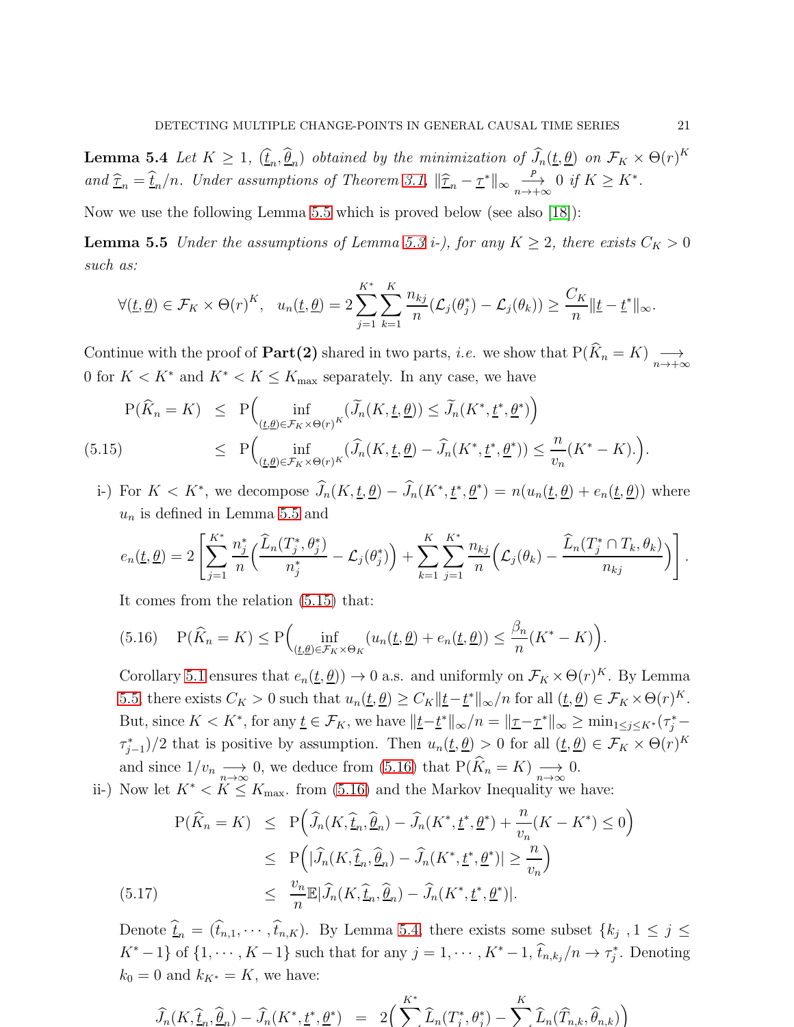**Lemma 5.4** *Let $K \geq 1$, $(\widehat{\underline{t}}_n, \widehat{\underline{\theta}}_n)$ obtained by the minimization of $\widehat{J}_n(\underline{t}, \underline{\theta})$ on $\mathcal{F}_K \times \Theta(r)^K$ and $\widehat{\underline{\tau}}_n = \widehat{\underline{t}}_n/n$. Under assumptions of Theorem 3.1, $\|\widehat{\underline{\tau}}_n - \underline{\tau}^*\|_\infty \xrightarrow[n\to+\infty]{\mathcal{P}} 0$ if $K \geq K^*$.*

Now we use the following Lemma 5.5 which is proved below (see also [18]):

**Lemma 5.5** *Under the assumptions of Lemma 5.3 i-), for any $K \geq 2$, there exists $C_K > 0$ such as:*

$$\forall (\underline{t}, \underline{\theta}) \in \mathcal{F}_K \times \Theta(r)^K, \quad u_n(\underline{t}, \underline{\theta}) = 2 \sum_{j=1}^{K^*} \sum_{k=1}^{K} \frac{n_{kj}}{n} (\mathcal{L}_j(\theta_j^*) - \mathcal{L}_j(\theta_k)) \geq \frac{C_K}{n} \|\underline{t} - \underline{t}^*\|_\infty.$$

Continue with the proof of **Part(2)** shared in two parts, *i.e.* we show that $\mathrm{P}(\widehat{K}_n = K) \underset{n\to+\infty}{\longrightarrow} 0$ for $K < K^*$ and $K^* < K \leq K_{\max}$ separately. In any case, we have

$$\begin{aligned}
\mathrm{P}(\widehat{K}_n = K) &\leq \mathrm{P}\Big( \inf_{(\underline{t},\underline{\theta}) \in \mathcal{F}_K \times \Theta(r)^K} (\widetilde{J}_n(K, \underline{t}, \underline{\theta})) \leq \widetilde{J}_n(K^*, \underline{t}^*, \underline{\theta}^*) \Big) \\
&\leq \mathrm{P}\Big( \inf_{(\underline{t},\underline{\theta}) \in \mathcal{F}_K \times \Theta(r)^K} (\widehat{J}_n(K, \underline{t}, \underline{\theta}) - \widehat{J}_n(K^*, \underline{t}^*, \underline{\theta}^*)) \leq \frac{n}{v_n}(K^* - K). \Big).
\end{aligned} \tag{5.15}$$

i-) For $K < K^*$, we decompose $\widehat{J}_n(K, \underline{t}, \underline{\theta}) - \widehat{J}_n(K^*, \underline{t}^*, \underline{\theta}^*) = n(u_n(\underline{t}, \underline{\theta}) + e_n(\underline{t}, \underline{\theta}))$ where $u_n$ is defined in Lemma 5.5 and

$$e_n(\underline{t}, \underline{\theta}) = 2 \left[ \sum_{j=1}^{K^*} \frac{n_j^*}{n} \Big( \frac{\widehat{L}_n(T_j^*, \theta_j^*)}{n_j^*} - \mathcal{L}_j(\theta_j^*) \Big) + \sum_{k=1}^{K} \sum_{j=1}^{K^*} \frac{n_{kj}}{n} \Big( \mathcal{L}_j(\theta_k) - \frac{\widehat{L}_n(T_j^* \cap T_k, \theta_k)}{n_{kj}} \Big) \right].$$

It comes from the relation (5.15) that:

$$\mathrm{P}(\widehat{K}_n = K) \leq \mathrm{P}\Big( \inf_{(\underline{t},\underline{\theta}) \in \mathcal{F}_K \times \Theta_K} (u_n(\underline{t}, \underline{\theta}) + e_n(\underline{t}, \underline{\theta})) \leq \frac{\beta_n}{n}(K^* - K) \Big). \tag{5.16}$$

Corollary 5.1 ensures that $e_n(\underline{t}, \underline{\theta})) \to 0$ a.s. and uniformly on $\mathcal{F}_K \times \Theta(r)^K$. By Lemma 5.5, there exists $C_K > 0$ such that $u_n(\underline{t}, \underline{\theta}) \geq C_K \|\underline{t} - \underline{t}^*\|_\infty / n$ for all $(\underline{t}, \underline{\theta}) \in \mathcal{F}_K \times \Theta(r)^K$. But, since $K < K^*$, for any $\underline{t} \in \mathcal{F}_K$, we have $\|\underline{t} - \underline{t}^*\|_\infty / n = \|\underline{\tau} - \underline{\tau}^*\|_\infty \geq \min_{1 \leq j \leq K^*} (\tau_j^* - \tau_{j-1}^*)/2$ that is positive by assumption. Then $u_n(\underline{t}, \underline{\theta}) > 0$ for all $(\underline{t}, \underline{\theta}) \in \mathcal{F}_K \times \Theta(r)^K$ and since $1/v_n \underset{n\to\infty}{\longrightarrow} 0$, we deduce from (5.16) that $\mathrm{P}(\widehat{K}_n = K) \underset{n\to\infty}{\longrightarrow} 0$.

ii-) Now let $K^* < K \leq K_{\max}$. from (5.16) and the Markov Inequality we have:

$$\begin{aligned}
\mathrm{P}(\widehat{K}_n = K) &\leq \mathrm{P}\Big( \widehat{J}_n(K, \widehat{\underline{t}}_n, \widehat{\underline{\theta}}_n) - \widehat{J}_n(K^*, \underline{t}^*, \underline{\theta}^*) + \frac{n}{v_n}(K - K^*) \leq 0 \Big) \\
&\leq \mathrm{P}\Big( |\widehat{J}_n(K, \widehat{\underline{t}}_n, \widehat{\underline{\theta}}_n) - \widehat{J}_n(K^*, \underline{t}^*, \underline{\theta}^*)| \geq \frac{n}{v_n} \Big) \\
&\leq \frac{v_n}{n} \mathbb{E} |\widehat{J}_n(K, \widehat{\underline{t}}_n, \widehat{\underline{\theta}}_n) - \widehat{J}_n(K^*, \underline{t}^*, \underline{\theta}^*)|.
\end{aligned} \tag{5.17}$$

Denote $\widehat{\underline{t}}_n = (\widehat{t}_{n,1}, \cdots, \widehat{t}_{n,K})$. By Lemma 5.4, there exists some subset $\{k_j \ , 1 \leq j \leq K^* - 1\}$ of $\{1, \cdots, K-1\}$ such that for any $j = 1, \cdots, K^* - 1$, $\widehat{t}_{n,k_j}/n \to \tau_j^*$. Denoting $k_0 = 0$ and $k_{K^*} = K$, we have:

$$\widehat{J}_n(K, \widehat{\underline{t}}_n, \widehat{\underline{\theta}}_n) - \widehat{J}_n(K^*, \underline{t}^*, \underline{\theta}^*) = 2 \Big( \sum_{j=1}^{K^*} \widehat{L}_n(T_j^*, \theta_j^*) - \sum_{k=1}^{K} \widehat{L}_n(\widehat{T}_{n,k}, \widehat{\theta}_{n,k}) \Big)$$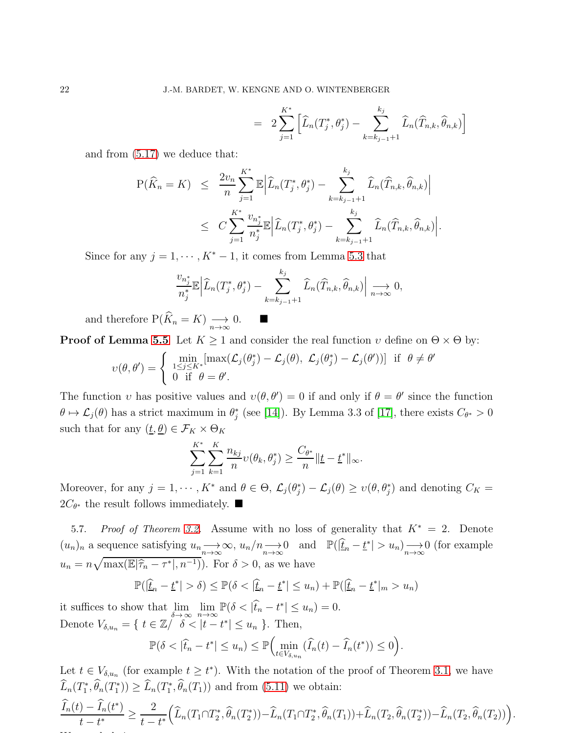$$= \; 2\sum_{j=1}^{K^*}\Big[\widehat{L}_n(T_j^*,\theta_j^*) - \sum_{k=k_{j-1}+1}^{k_j}\widehat{L}_n(\widehat{T}_{n,k},\widehat{\theta}_{n,k})\Big]$$

and from (5.17) we deduce that:

$$\begin{aligned}
\mathrm{P}(\widehat{K}_n = K) \;&\leq\; \frac{2v_n}{n}\sum_{j=1}^{K^*}\mathbb{E}\Big|\widehat{L}_n(T_j^*,\theta_j^*) - \sum_{k=k_{j-1}+1}^{k_j}\widehat{L}_n(\widehat{T}_{n,k},\widehat{\theta}_{n,k})\Big| \\
&\leq\; C\sum_{j=1}^{K^*}\frac{v_{n_j^*}}{n_j^*}\mathbb{E}\Big|\widehat{L}_n(T_j^*,\theta_j^*) - \sum_{k=k_{j-1}+1}^{k_j}\widehat{L}_n(\widehat{T}_{n,k},\widehat{\theta}_{n,k})\Big|.
\end{aligned}$$

Since for any $j = 1,\cdots,K^*-1$, it comes from Lemma 5.3 that

$$\frac{v_{n_j^*}}{n_j^*}\mathbb{E}\Big|\widehat{L}_n(T_j^*,\theta_j^*) - \sum_{k=k_{j-1}+1}^{k_j}\widehat{L}_n(\widehat{T}_{n,k},\widehat{\theta}_{n,k})\Big| \underset{n\to\infty}{\longrightarrow} 0,$$

and therefore $\mathrm{P}(\widehat{K}_n = K) \underset{n\to\infty}{\longrightarrow} 0.$ ■

**Proof of Lemma 5.5** Let $K \geq 1$ and consider the real function $\upsilon$ define on $\Theta\times\Theta$ by:

$$\upsilon(\theta,\theta') = \begin{cases} \displaystyle\min_{1\leq j\leq K^*}\left[\max(\mathcal{L}_j(\theta_j^*)-\mathcal{L}_j(\theta),\ \mathcal{L}_j(\theta_j^*)-\mathcal{L}_j(\theta'))\right] & \text{if } \theta\neq\theta' \\ 0 \ \text{ if } \ \theta=\theta'. \end{cases}$$

The function $\upsilon$ has positive values and $\upsilon(\theta,\theta') = 0$ if and only if $\theta = \theta'$ since the function $\theta \mapsto \mathcal{L}_j(\theta)$ has a strict maximum in $\theta_j^*$ (see [14]). By Lemma 3.3 of [17], there exists $C_{\theta^*} > 0$ such that for any $(\underline{t},\underline{\theta}) \in \mathcal{F}_K \times \Theta_K$

$$\sum_{j=1}^{K^*}\sum_{k=1}^{K}\frac{n_{kj}}{n}\upsilon(\theta_k,\theta_j^*) \geq \frac{C_{\theta^*}}{n}\|\underline{t}-\underline{t}^*\|_\infty.$$

Moreover, for any $j = 1,\cdots,K^*$ and $\theta\in\Theta$, $\mathcal{L}_j(\theta_j^*)-\mathcal{L}_j(\theta) \geq \upsilon(\theta,\theta_j^*)$ and denoting $C_K = 2C_{\theta^*}$ the result follows immediately. ■

5.7. *Proof of Theorem 3.2.* Assume with no loss of generality that $K^* = 2$. Denote $(u_n)_n$ a sequence satisfying $u_n \underset{n\to\infty}{\longrightarrow} \infty$, $u_n/n \underset{n\to\infty}{\longrightarrow} 0$ and $\mathbb{P}(|\widehat{\underline{t}}_n - \underline{t}^*| > u_n) \underset{n\to\infty}{\longrightarrow} 0$ (for example $u_n = n\sqrt{\max(\mathbb{E}|\widehat{\tau}_n - \tau^*|, n^{-1})}$). For $\delta > 0$, as we have

$$\mathbb{P}(|\widehat{\underline{t}}_n - \underline{t}^*| > \delta) \leq \mathbb{P}(\delta < |\widehat{\underline{t}}_n - \underline{t}^*| \leq u_n) + \mathbb{P}(|\widehat{\underline{t}}_n - \underline{t}^*|_m > u_n)$$

it suffices to show that $\displaystyle\lim_{\delta\to\infty}\lim_{n\to\infty}\mathbb{P}(\delta < |\widehat{t}_n - t^*| \leq u_n) = 0$.

Denote $V_{\delta,u_n} = \{\, t\in\mathbb{Z}/\ \ \delta < |t-t^*| \leq u_n \,\}$. Then,

$$\mathbb{P}(\delta < |\widehat{t}_n - t^*| \leq u_n) \leq \mathbb{P}\Big(\min_{t\in V_{\delta,u_n}}(\widehat{I}_n(t) - \widehat{I}_n(t^*)) \leq 0\Big).$$

Let $t\in V_{\delta,u_n}$ (for example $t \geq t^*$). With the notation of the proof of Theorem 3.1, we have $\widehat{L}_n(T_1^*,\widehat{\theta}_n(T_1^*)) \geq \widehat{L}_n(T_1^*,\widehat{\theta}_n(T_1))$ and from (5.11) we obtain:

$$\frac{\widehat{I}_n(t)-\widehat{I}_n(t^*)}{t-t^*} \geq \frac{2}{t-t^*}\Big(\widehat{L}_n(T_1\cap T_2^*,\widehat{\theta}_n(T_2^*)) - \widehat{L}_n(T_1\cap T_2^*,\widehat{\theta}_n(T_1)) + \widehat{L}_n(T_2,\widehat{\theta}_n(T_2^*)) - \widehat{L}_n(T_2,\widehat{\theta}_n(T_2))\Big).$$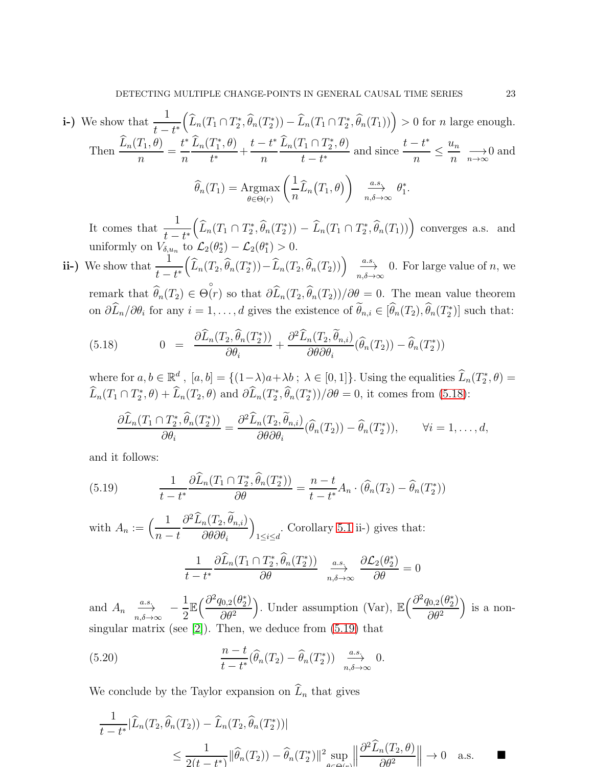**i-)** We show that $\dfrac{1}{t-t^*}\Big(\widehat{L}_n(T_1 \cap T_2^*, \widehat{\theta}_n(T_2^*)) - \widehat{L}_n(T_1 \cap T_2^*, \widehat{\theta}_n(T_1))\Big) > 0$ for $n$ large enough. Then $\dfrac{\widehat{L}_n(T_1, \theta)}{n} = \dfrac{t^*}{n}\dfrac{\widehat{L}_n(T_1^*, \theta)}{t^*} + \dfrac{t-t^*}{n}\dfrac{\widehat{L}_n(T_1 \cap T_2^*, \theta)}{t-t^*}$ and since $\dfrac{t-t^*}{n} \leq \dfrac{u_n}{n} \underset{n\to\infty}{\longrightarrow} 0$ and

$$\widehat{\theta}_n(T_1) = \underset{\theta \in \Theta(r)}{\text{Argmax}}\left(\frac{1}{n}\widehat{L}_n(T_1, \theta)\right) \underset{n,\delta\to\infty}{\overset{a.s.}{\longrightarrow}} \theta_1^*.$$

It comes that $\dfrac{1}{t-t^*}\Big(\widehat{L}_n(T_1 \cap T_2^*, \widehat{\theta}_n(T_2^*)) - \widehat{L}_n(T_1 \cap T_2^*, \widehat{\theta}_n(T_1))\Big)$ converges a.s. and uniformly on $V_{\delta,u_n}$ to $\mathcal{L}_2(\theta_2^*) - \mathcal{L}_2(\theta_1^*) > 0$.

**ii-)** We show that $\dfrac{1}{t-t^*}\Big(\widehat{L}_n(T_2, \widehat{\theta}_n(T_2^*)) - \widehat{L}_n(T_2, \widehat{\theta}_n(T_2))\Big) \underset{n,\delta\to\infty}{\overset{a.s.}{\longrightarrow}} 0$. For large value of $n$, we remark that $\widehat{\theta}_n(T_2) \in \overset{\circ}{\Theta}(r)$ so that $\partial \widehat{L}_n(T_2, \widehat{\theta}_n(T_2))/\partial\theta = 0$. The mean value theorem on $\partial \widehat{L}_n/\partial\theta_i$ for any $i = 1, \ldots, d$ gives the existence of $\widetilde{\theta}_{n,i} \in [\widehat{\theta}_n(T_2), \widehat{\theta}_n(T_2^*)]$ such that:

$$0 \;=\; \frac{\partial \widehat{L}_n(T_2, \widehat{\theta}_n(T_2^*))}{\partial \theta_i} + \frac{\partial^2 \widehat{L}_n(T_2, \widetilde{\theta}_{n,i})}{\partial\theta\partial\theta_i}(\widehat{\theta}_n(T_2)) - \widehat{\theta}_n(T_2^*)) \tag{5.18}$$

where for $a, b \in \mathbb{R}^d$ , $[a, b] = \{(1-\lambda)a + \lambda b\,;\; \lambda \in [0, 1]\}$. Using the equalities $\widehat{L}_n(T_2^*, \theta) = \widehat{L}_n(T_1 \cap T_2^*, \theta) + \widehat{L}_n(T_2, \theta)$ and $\partial \widehat{L}_n(T_2^*, \widehat{\theta}_n(T_2^*))/\partial\theta = 0$, it comes from (5.18):

$$\frac{\partial \widehat{L}_n(T_1 \cap T_2^*, \widehat{\theta}_n(T_2^*))}{\partial \theta_i} = \frac{\partial^2 \widehat{L}_n(T_2, \widetilde{\theta}_{n,i})}{\partial\theta\partial\theta_i}(\widehat{\theta}_n(T_2)) - \widehat{\theta}_n(T_2^*)), \qquad \forall i = 1, \ldots, d,$$

and it follows:

$$\frac{1}{t-t^*}\frac{\partial \widehat{L}_n(T_1 \cap T_2^*, \widehat{\theta}_n(T_2^*))}{\partial \theta} = \frac{n-t}{t-t^*}A_n \cdot (\widehat{\theta}_n(T_2)) - \widehat{\theta}_n(T_2^*)) \tag{5.19}$$

with $A_n := \left(\dfrac{1}{n-t}\dfrac{\partial^2 \widehat{L}_n(T_2, \widetilde{\theta}_{n,i})}{\partial\theta\partial\theta_i}\right)_{1\leq i\leq d}$. Corollary 5.1 ii-) gives that:

$$\frac{1}{t-t^*}\frac{\partial \widehat{L}_n(T_1 \cap T_2^*, \widehat{\theta}_n(T_2^*))}{\partial \theta} \underset{n,\delta\to\infty}{\overset{a.s.}{\longrightarrow}} \frac{\partial \mathcal{L}_2(\theta_2^*)}{\partial\theta} = 0$$

and $A_n \underset{n,\delta\to\infty}{\overset{a.s.}{\longrightarrow}} -\dfrac{1}{2}\mathbb{E}\Big(\dfrac{\partial^2 q_{0,2}(\theta_2^*)}{\partial\theta^2}\Big)$. Under assumption (Var), $\mathbb{E}\Big(\dfrac{\partial^2 q_{0,2}(\theta_2^*)}{\partial\theta^2}\Big)$ is a non-singular matrix (see [2]). Then, we deduce from (5.19) that

$$\frac{n-t}{t-t^*}(\widehat{\theta}_n(T_2) - \widehat{\theta}_n(T_2^*)) \underset{n,\delta\to\infty}{\overset{a.s.}{\longrightarrow}} 0. \tag{5.20}$$

We conclude by the Taylor expansion on $\widehat{L}_n$ that gives

$$\frac{1}{t-t^*}|\widehat{L}_n(T_2, \widehat{\theta}_n(T_2)) - \widehat{L}_n(T_2, \widehat{\theta}_n(T_2^*))|$$
$$\leq \frac{1}{2(t-t^*)}\|\widehat{\theta}_n(T_2)) - \widehat{\theta}_n(T_2^*)\|^2 \sup_{\theta\in\Theta(r)}\left\|\frac{\partial^2 \widehat{L}_n(T_2, \theta)}{\partial\theta^2}\right\| \to 0 \quad \text{a.s.} \qquad \blacksquare$$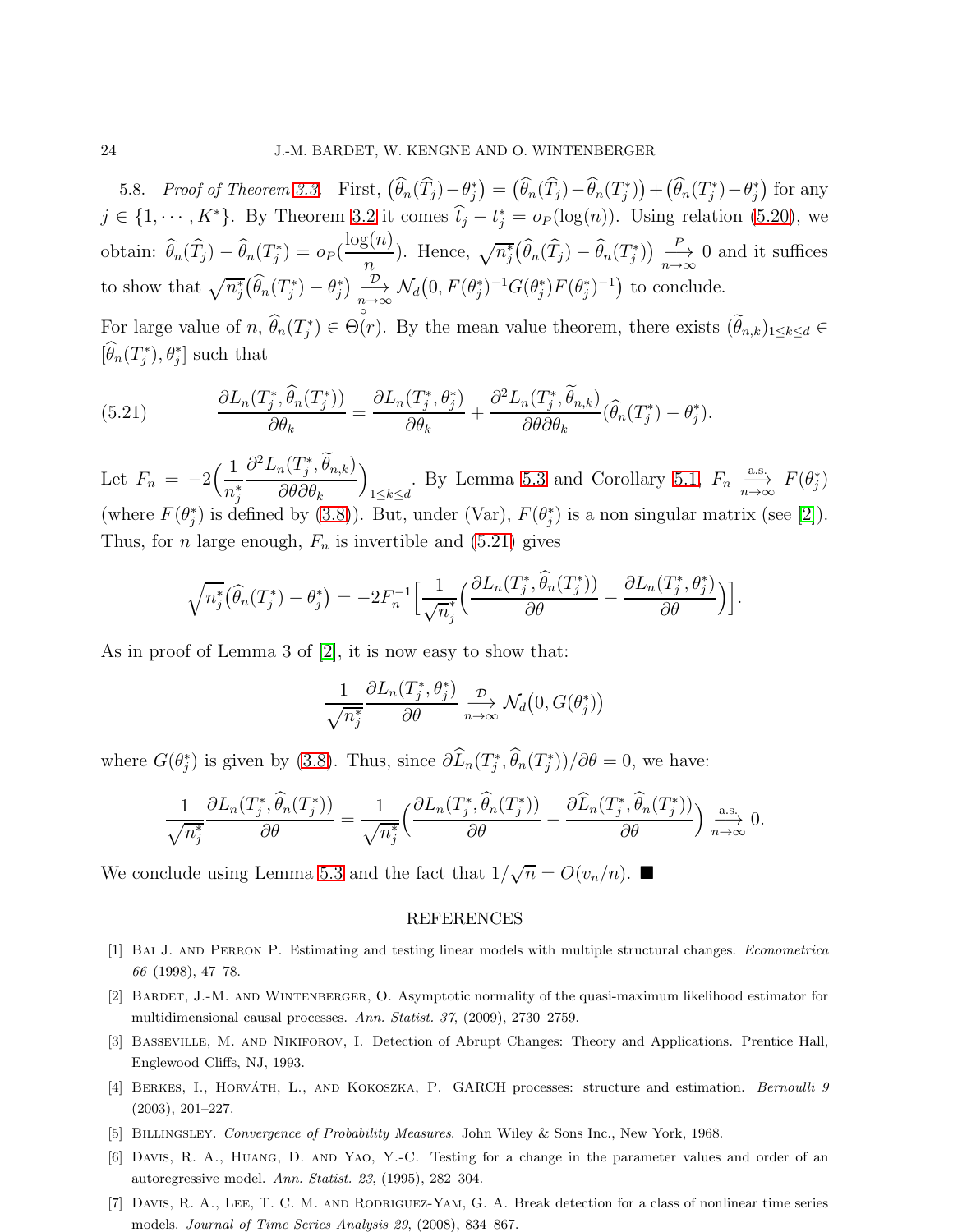5.8. *Proof of Theorem 3.3.* First, $\big(\widehat{\theta}_n(\widehat{T}_j) - \theta^*_j\big) = \big(\widehat{\theta}_n(\widehat{T}_j) - \widehat{\theta}_n(T^*_j)\big) + \big(\widehat{\theta}_n(T^*_j) - \theta^*_j\big)$ for any $j \in \{1, \cdots, K^*\}$. By Theorem 3.2 it comes $\widehat{t}_j - t^*_j = o_P(\log(n))$. Using relation (5.20), we obtain: $\widehat{\theta}_n(\widehat{T}_j) - \widehat{\theta}_n(T^*_j) = o_P(\dfrac{\log(n)}{n})$. Hence, $\sqrt{n^*_j}\big(\widehat{\theta}_n(\widehat{T}_j) - \widehat{\theta}_n(T^*_j)\big) \xrightarrow[n\to\infty]{P} 0$ and it suffices to show that $\sqrt{n^*_j}\big(\widehat{\theta}_n(T^*_j) - \theta^*_j\big) \xrightarrow[n\to\infty]{\mathcal{D}} \mathcal{N}_d\big(0, F(\theta^*_j)^{-1} G(\theta^*_j) F(\theta^*_j)^{-1}\big)$ to conclude.

For large value of $n$, $\widehat{\theta}_n(T^*_j) \in \overset{\circ}{\Theta}(r)$. By the mean value theorem, there exists $(\widetilde{\theta}_{n,k})_{1\leq k\leq d} \in [\widehat{\theta}_n(T^*_j), \theta^*_j]$ such that

$$\frac{\partial L_n(T^*_j, \widehat{\theta}_n(T^*_j))}{\partial \theta_k} = \frac{\partial L_n(T^*_j, \theta^*_j)}{\partial \theta_k} + \frac{\partial^2 L_n(T^*_j, \widetilde{\theta}_{n,k})}{\partial \theta \partial \theta_k}(\widehat{\theta}_n(T^*_j) - \theta^*_j). \tag{5.21}$$

Let $F_n = -2\Big(\dfrac{1}{n^*_j}\dfrac{\partial^2 L_n(T^*_j, \widetilde{\theta}_{n,k})}{\partial \theta \partial \theta_k}\Big)_{1\leq k\leq d}$. By Lemma 5.3 and Corollary 5.1, $F_n \xrightarrow[n\to\infty]{\text{a.s.}} F(\theta^*_j)$ (where $F(\theta^*_j)$ is defined by (3.8)). But, under (Var), $F(\theta^*_j)$ is a non singular matrix (see [2]). Thus, for $n$ large enough, $F_n$ is invertible and (5.21) gives

$$\sqrt{n^*_j}\big(\widehat{\theta}_n(T^*_j) - \theta^*_j\big) = -2F_n^{-1}\Big[\frac{1}{\sqrt{n^*_j}}\Big(\frac{\partial L_n(T^*_j, \widehat{\theta}_n(T^*_j))}{\partial \theta} - \frac{\partial L_n(T^*_j, \theta^*_j)}{\partial \theta}\Big)\Big].$$

As in proof of Lemma 3 of [2], it is now easy to show that:

$$\frac{1}{\sqrt{n^*_j}}\frac{\partial L_n(T^*_j, \theta^*_j)}{\partial \theta} \xrightarrow[n\to\infty]{\mathcal{D}} \mathcal{N}_d\big(0, G(\theta^*_j)\big)$$

where $G(\theta^*_j)$ is given by (3.8). Thus, since $\partial \widehat{L}_n(T^*_j, \widehat{\theta}_n(T^*_j))/\partial\theta = 0$, we have:

$$\frac{1}{\sqrt{n^*_j}}\frac{\partial L_n(T^*_j, \widehat{\theta}_n(T^*_j))}{\partial \theta} = \frac{1}{\sqrt{n^*_j}}\Big(\frac{\partial L_n(T^*_j, \widehat{\theta}_n(T^*_j))}{\partial \theta} - \frac{\partial \widehat{L}_n(T^*_j, \widehat{\theta}_n(T^*_j))}{\partial \theta}\Big) \xrightarrow[n\to\infty]{\text{a.s.}} 0.$$

We conclude using Lemma 5.3 and the fact that $1/\sqrt{n} = O(v_n/n)$. ■

## REFERENCES

[1] Bai J. and Perron P. Estimating and testing linear models with multiple structural changes. *Econometrica 66* (1998), 47–78.

[2] Bardet, J.-M. and Wintenberger, O. Asymptotic normality of the quasi-maximum likelihood estimator for multidimensional causal processes. *Ann. Statist. 37*, (2009), 2730–2759.

[3] Basseville, M. and Nikiforov, I. Detection of Abrupt Changes: Theory and Applications. Prentice Hall, Englewood Cliffs, NJ, 1993.

[4] Berkes, I., Horváth, L., and Kokoszka, P. GARCH processes: structure and estimation. *Bernoulli 9* (2003), 201–227.

[5] Billingsley. *Convergence of Probability Measures*. John Wiley & Sons Inc., New York, 1968.

[6] Davis, R. A., Huang, D. and Yao, Y.-C. Testing for a change in the parameter values and order of an autoregressive model. *Ann. Statist. 23*, (1995), 282–304.

[7] Davis, R. A., Lee, T. C. M. and Rodriguez-Yam, G. A. Break detection for a class of nonlinear time series models. *Journal of Time Series Analysis 29*, (2008), 834–867.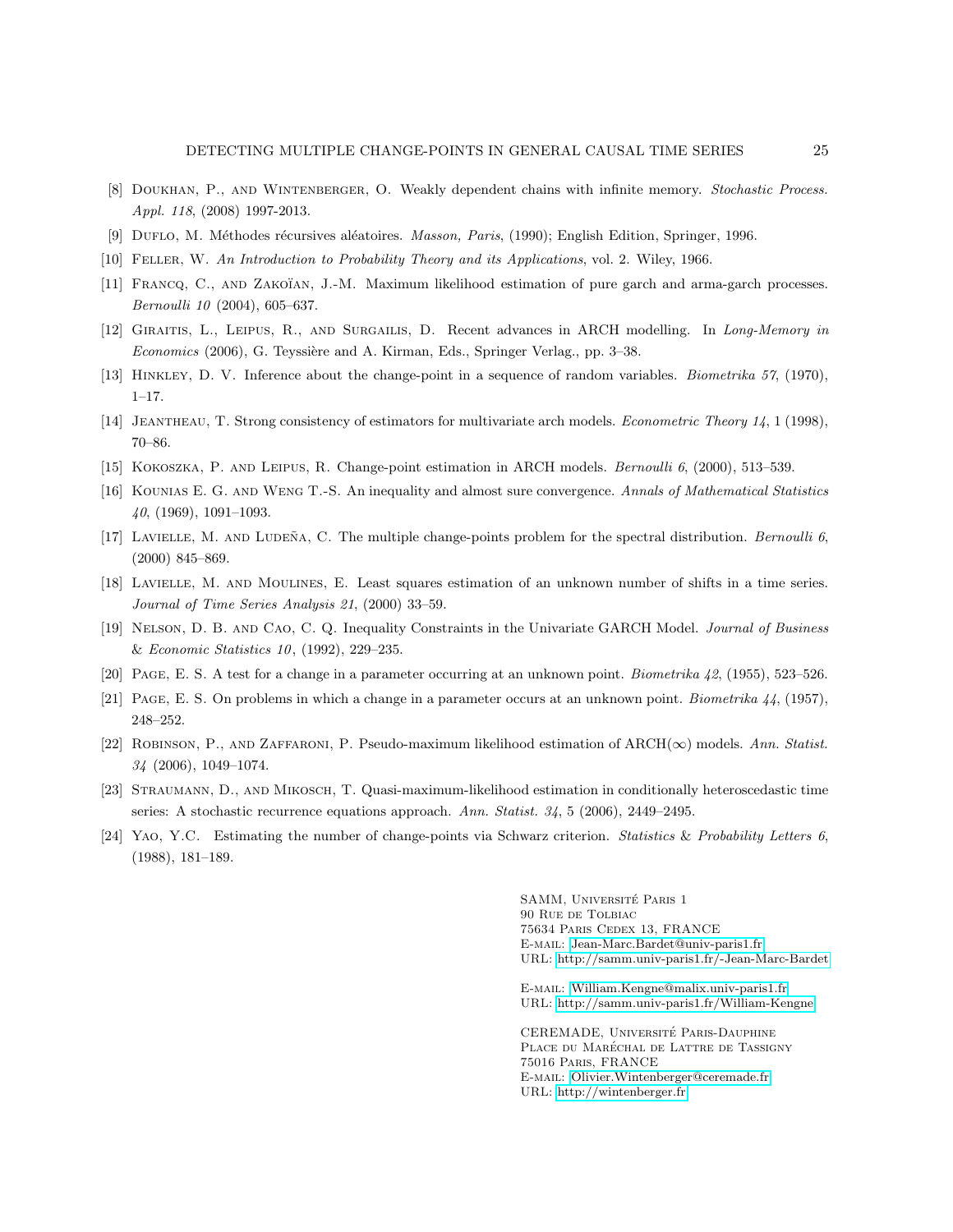[8] Doukhan, P., and Wintenberger, O. Weakly dependent chains with infinite memory. *Stochastic Process. Appl. 118*, (2008) 1997-2013.

[9] Duflo, M. Méthodes récursives aléatoires. *Masson, Paris*, (1990); English Edition, Springer, 1996.

[10] Feller, W. *An Introduction to Probability Theory and its Applications*, vol. 2. Wiley, 1966.

[11] Francq, C., and Zakoïan, J.-M. Maximum likelihood estimation of pure garch and arma-garch processes. *Bernoulli 10* (2004), 605–637.

[12] Giraitis, L., Leipus, R., and Surgailis, D. Recent advances in ARCH modelling. In *Long-Memory in Economics* (2006), G. Teyssière and A. Kirman, Eds., Springer Verlag., pp. 3–38.

[13] Hinkley, D. V. Inference about the change-point in a sequence of random variables. *Biometrika 57*, (1970), 1–17.

[14] Jeantheau, T. Strong consistency of estimators for multivariate arch models. *Econometric Theory 14*, 1 (1998), 70–86.

[15] Kokoszka, P. and Leipus, R. Change-point estimation in ARCH models. *Bernoulli 6*, (2000), 513–539.

[16] Kounias E. G. and Weng T.-S. An inequality and almost sure convergence. *Annals of Mathematical Statistics 40*, (1969), 1091–1093.

[17] Lavielle, M. and Ludeña, C. The multiple change-points problem for the spectral distribution. *Bernoulli 6*, (2000) 845–869.

[18] Lavielle, M. and Moulines, E. Least squares estimation of an unknown number of shifts in a time series. *Journal of Time Series Analysis 21*, (2000) 33–59.

[19] Nelson, D. B. and Cao, C. Q. Inequality Constraints in the Univariate GARCH Model. *Journal of Business & Economic Statistics 10*, (1992), 229–235.

[20] Page, E. S. A test for a change in a parameter occurring at an unknown point. *Biometrika 42*, (1955), 523–526.

[21] Page, E. S. On problems in which a change in a parameter occurs at an unknown point. *Biometrika 44*, (1957), 248–252.

[22] Robinson, P., and Zaffaroni, P. Pseudo-maximum likelihood estimation of ARCH($\infty$) models. *Ann. Statist. 34* (2006), 1049–1074.

[23] Straumann, D., and Mikosch, T. Quasi-maximum-likelihood estimation in conditionally heteroscedastic time series: A stochastic recurrence equations approach. *Ann. Statist. 34*, 5 (2006), 2449–2495.

[24] Yao, Y.C. Estimating the number of change-points via Schwarz criterion. *Statistics & Probability Letters 6*, (1988), 181–189.

SAMM, Université Paris 1
90 Rue de Tolbiac
75634 Paris Cedex 13, FRANCE
E-mail: Jean-Marc.Bardet@univ-paris1.fr
URL: http://samm.univ-paris1.fr/-Jean-Marc-Bardet

E-mail: William.Kengne@malix.univ-paris1.fr
URL: http://samm.univ-paris1.fr/William-Kengne

CEREMADE, Université Paris-Dauphine
Place du Maréchal de Lattre de Tassigny
75016 Paris, FRANCE
E-mail: Olivier.Wintenberger@ceremade.fr
URL: http://wintenberger.fr